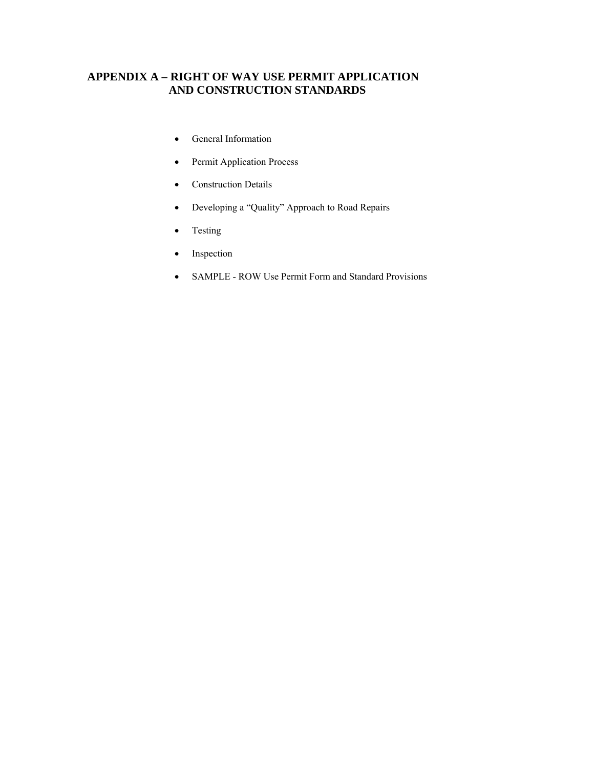# APPENDIX A – RIGHT OF WAY USE PERMIT APPLICATION AND CONSTRUCTION STANDARDS

- General Information
- Permit Application Process
- Construction Details
- Developing a "Quality" Approach to Road Repairs
- Testing
- Inspection
- SAMPLE - ROW Use Permit Form and Standard Provisions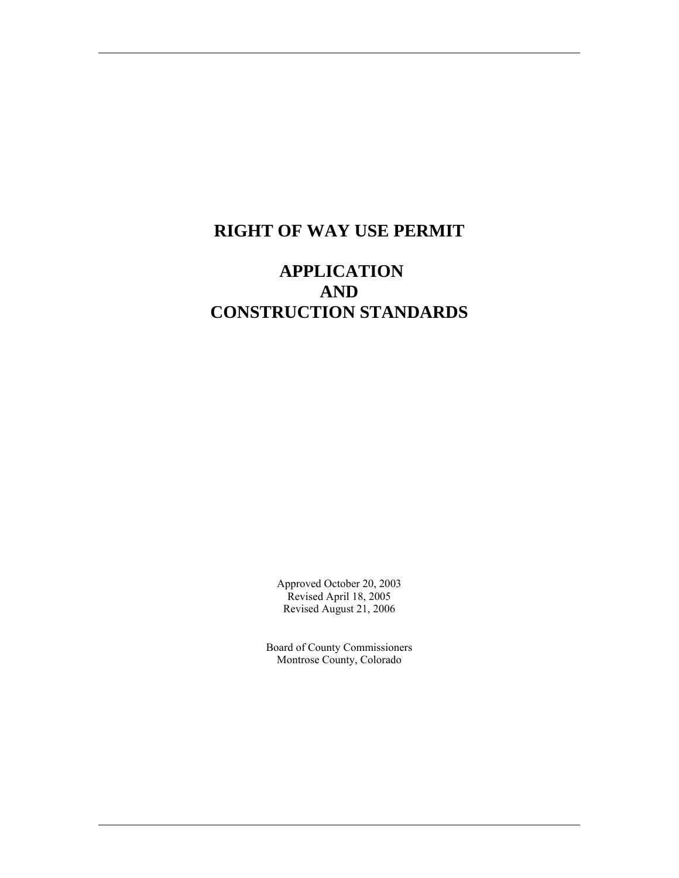# RIGHT OF WAY USE PERMIT

# APPLICATION
# AND
# CONSTRUCTION STANDARDS

Approved October 20, 2003
Revised April 18, 2005
Revised August 21, 2006

Board of County Commissioners
Montrose County, Colorado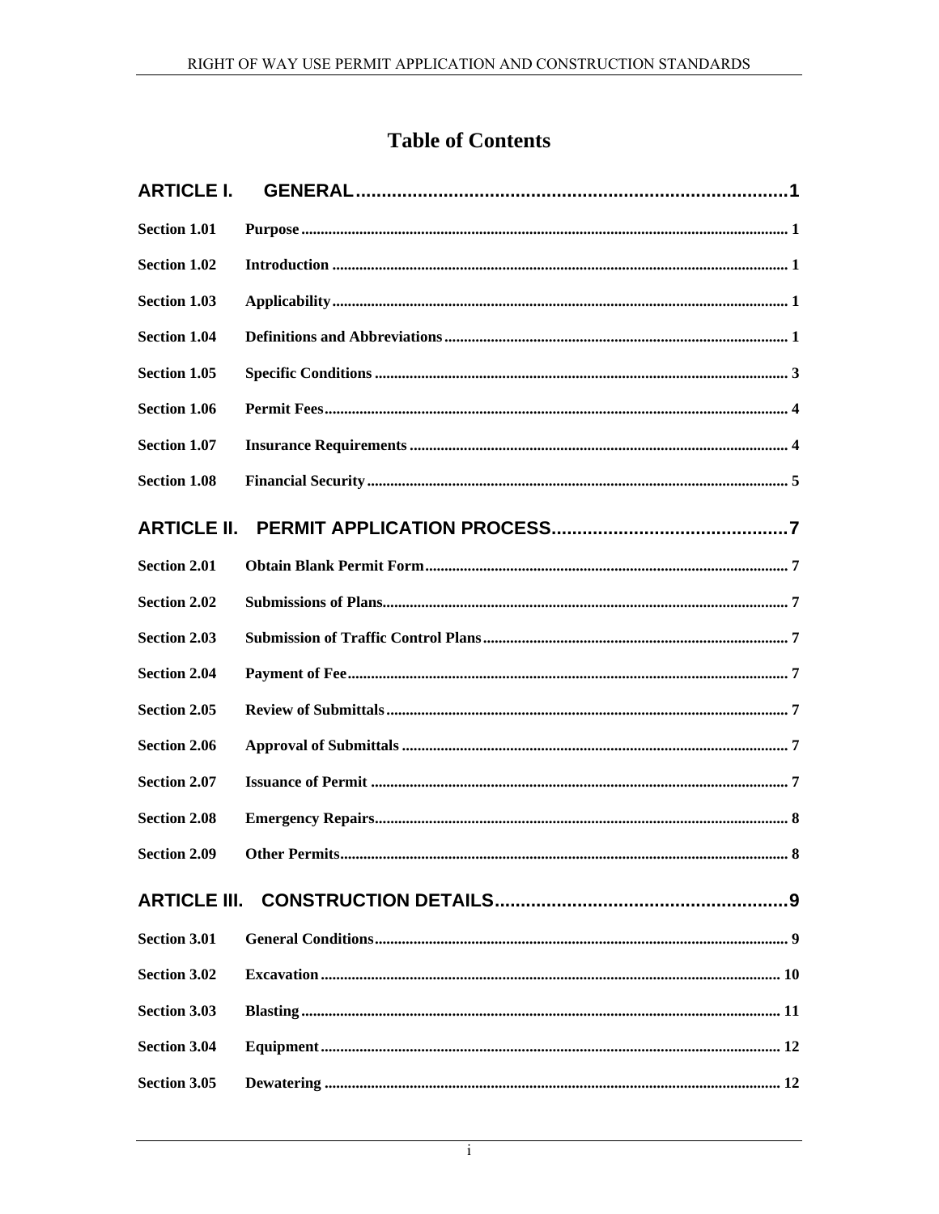# Table of Contents

**ARTICLE I. GENERAL** .......... **1**

**Section 1.01** **Purpose** .......... 1

**Section 1.02** **Introduction** .......... 1

**Section 1.03** **Applicability** .......... 1

**Section 1.04** **Definitions and Abbreviations** .......... 1

**Section 1.05** **Specific Conditions** .......... 3

**Section 1.06** **Permit Fees** .......... 4

**Section 1.07** **Insurance Requirements** .......... 4

**Section 1.08** **Financial Security** .......... 5

**ARTICLE II. PERMIT APPLICATION PROCESS** .......... **7**

**Section 2.01** **Obtain Blank Permit Form** .......... 7

**Section 2.02** **Submissions of Plans** .......... 7

**Section 2.03** **Submission of Traffic Control Plans** .......... 7

**Section 2.04** **Payment of Fee** .......... 7

**Section 2.05** **Review of Submittals** .......... 7

**Section 2.06** **Approval of Submittals** .......... 7

**Section 2.07** **Issuance of Permit** .......... 7

**Section 2.08** **Emergency Repairs** .......... 8

**Section 2.09** **Other Permits** .......... 8

**ARTICLE III. CONSTRUCTION DETAILS** .......... **9**

**Section 3.01** **General Conditions** .......... 9

**Section 3.02** **Excavation** .......... 10

**Section 3.03** **Blasting** .......... 11

**Section 3.04** **Equipment** .......... 12

**Section 3.05** **Dewatering** .......... 12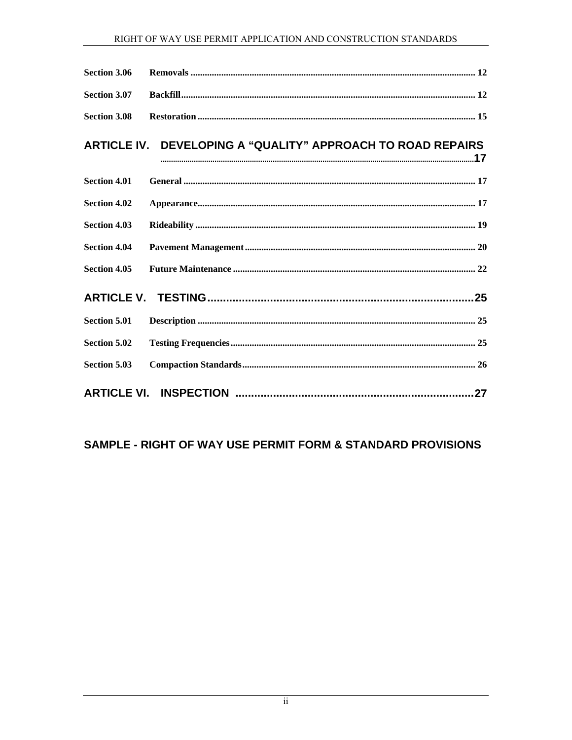Section 3.06 **Removals** ........................................................................................................................ 12

Section 3.07 **Backfill**............................................................................................................................ 12

Section 3.08 **Restoration** ..................................................................................................................... 15

## ARTICLE IV. DEVELOPING A "QUALITY" APPROACH TO ROAD REPAIRS ........17

Section 4.01 **General** ........................................................................................................................... 17

Section 4.02 **Appearance**..................................................................................................................... 17

Section 4.03 **Rideability** ...................................................................................................................... 19

Section 4.04 **Pavement Management**.................................................................................................. 20

Section 4.05 **Future Maintenance** ....................................................................................................... 22

## ARTICLE V. TESTING........................................................................................25

Section 5.01 **Description** ..................................................................................................................... 25

Section 5.02 **Testing Frequencies**....................................................................................................... 25

Section 5.03 **Compaction Standards**.................................................................................................. 26

## ARTICLE VI. INSPECTION ............................................................................27

## SAMPLE - RIGHT OF WAY USE PERMIT FORM & STANDARD PROVISIONS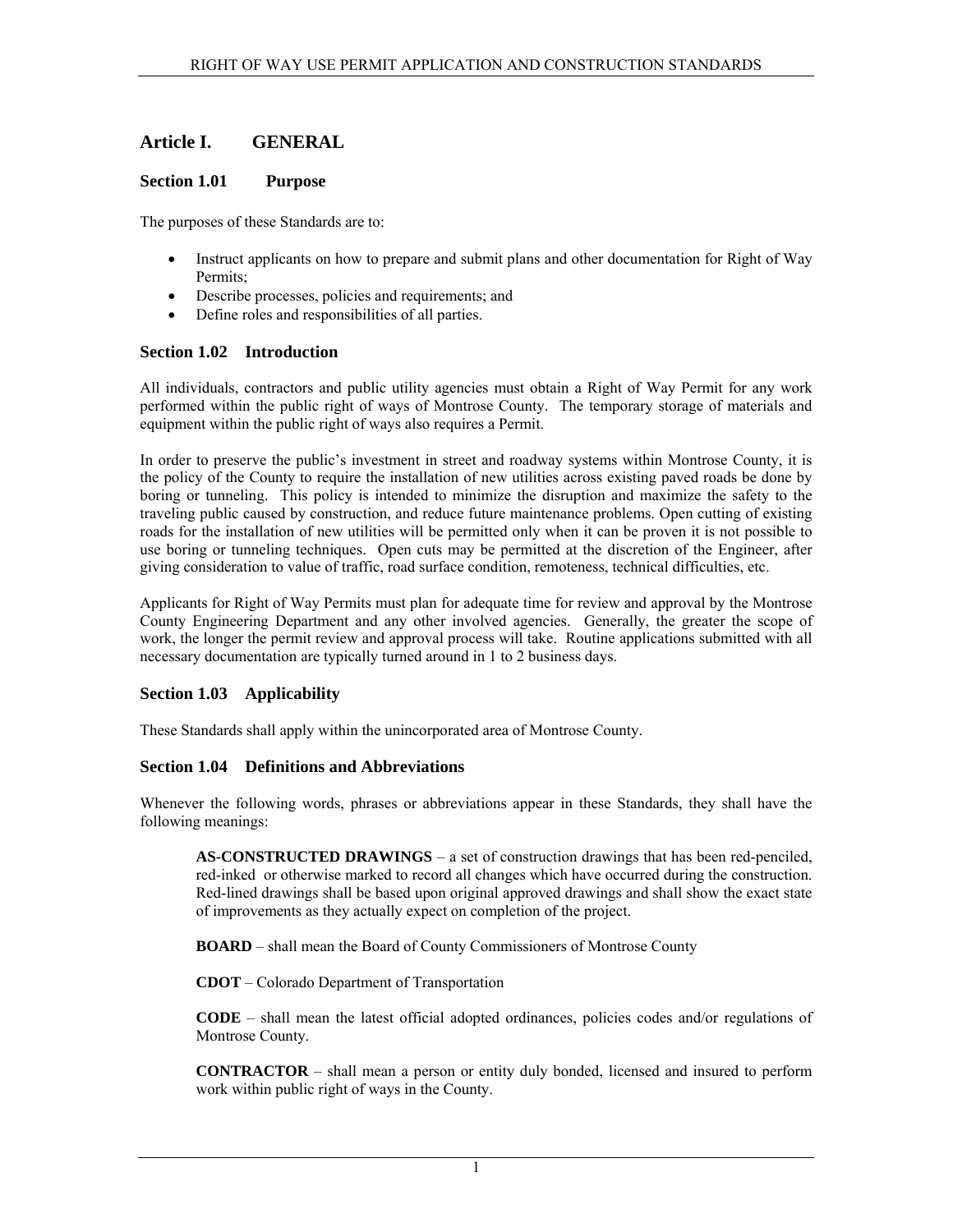# Article I. GENERAL

## Section 1.01 Purpose

The purposes of these Standards are to:

- Instruct applicants on how to prepare and submit plans and other documentation for Right of Way Permits;
- Describe processes, policies and requirements; and
- Define roles and responsibilities of all parties.

## Section 1.02 Introduction

All individuals, contractors and public utility agencies must obtain a Right of Way Permit for any work performed within the public right of ways of Montrose County. The temporary storage of materials and equipment within the public right of ways also requires a Permit.

In order to preserve the public's investment in street and roadway systems within Montrose County, it is the policy of the County to require the installation of new utilities across existing paved roads be done by boring or tunneling. This policy is intended to minimize the disruption and maximize the safety to the traveling public caused by construction, and reduce future maintenance problems. Open cutting of existing roads for the installation of new utilities will be permitted only when it can be proven it is not possible to use boring or tunneling techniques. Open cuts may be permitted at the discretion of the Engineer, after giving consideration to value of traffic, road surface condition, remoteness, technical difficulties, etc.

Applicants for Right of Way Permits must plan for adequate time for review and approval by the Montrose County Engineering Department and any other involved agencies. Generally, the greater the scope of work, the longer the permit review and approval process will take. Routine applications submitted with all necessary documentation are typically turned around in 1 to 2 business days.

## Section 1.03 Applicability

These Standards shall apply within the unincorporated area of Montrose County.

## Section 1.04 Definitions and Abbreviations

Whenever the following words, phrases or abbreviations appear in these Standards, they shall have the following meanings:

**AS-CONSTRUCTED DRAWINGS** – a set of construction drawings that has been red-penciled, red-inked or otherwise marked to record all changes which have occurred during the construction. Red-lined drawings shall be based upon original approved drawings and shall show the exact state of improvements as they actually expect on completion of the project.

**BOARD** – shall mean the Board of County Commissioners of Montrose County

**CDOT** – Colorado Department of Transportation

**CODE** – shall mean the latest official adopted ordinances, policies codes and/or regulations of Montrose County.

**CONTRACTOR** – shall mean a person or entity duly bonded, licensed and insured to perform work within public right of ways in the County.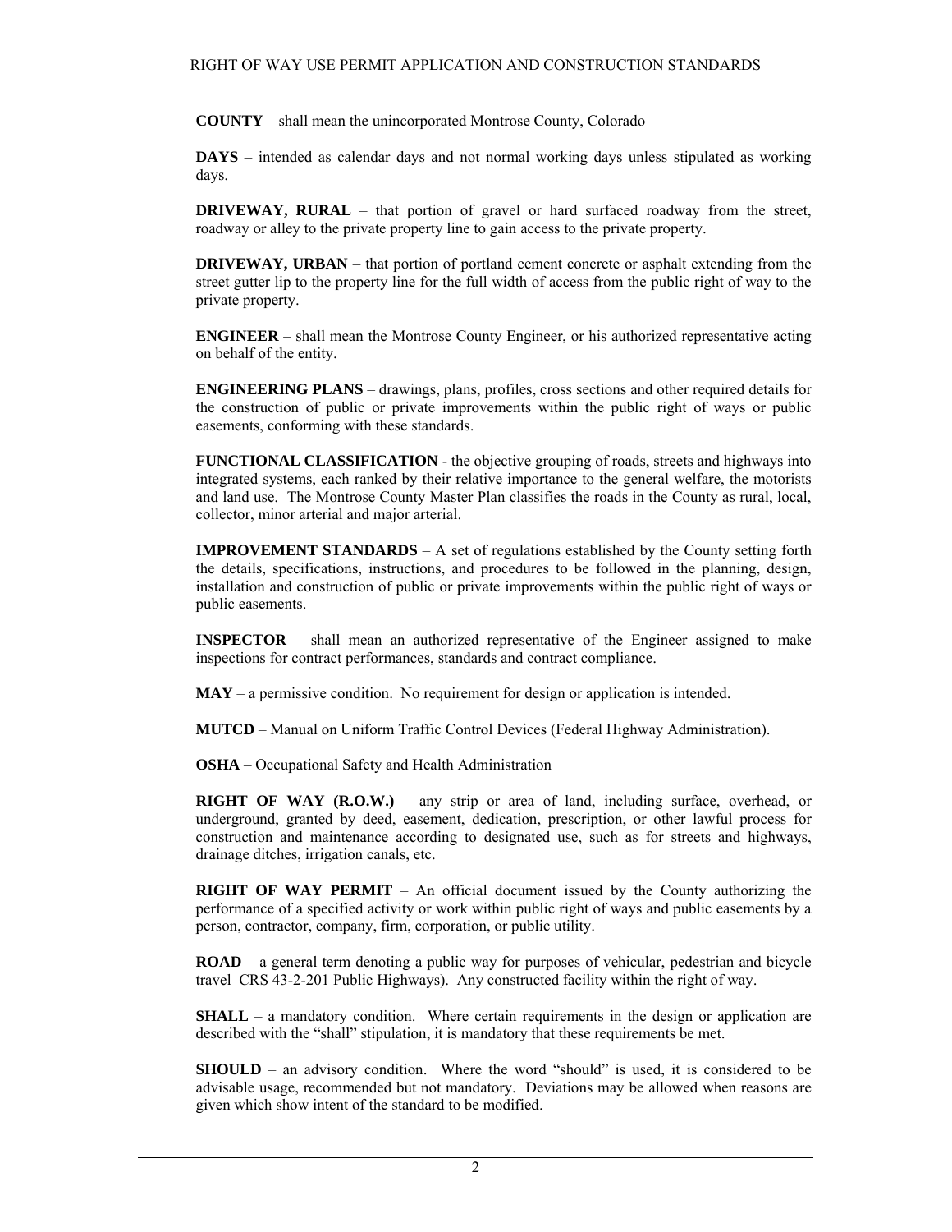**COUNTY** – shall mean the unincorporated Montrose County, Colorado

**DAYS** – intended as calendar days and not normal working days unless stipulated as working days.

**DRIVEWAY, RURAL** – that portion of gravel or hard surfaced roadway from the street, roadway or alley to the private property line to gain access to the private property.

**DRIVEWAY, URBAN** – that portion of portland cement concrete or asphalt extending from the street gutter lip to the property line for the full width of access from the public right of way to the private property.

**ENGINEER** – shall mean the Montrose County Engineer, or his authorized representative acting on behalf of the entity.

**ENGINEERING PLANS** – drawings, plans, profiles, cross sections and other required details for the construction of public or private improvements within the public right of ways or public easements, conforming with these standards.

**FUNCTIONAL CLASSIFICATION** - the objective grouping of roads, streets and highways into integrated systems, each ranked by their relative importance to the general welfare, the motorists and land use. The Montrose County Master Plan classifies the roads in the County as rural, local, collector, minor arterial and major arterial.

**IMPROVEMENT STANDARDS** – A set of regulations established by the County setting forth the details, specifications, instructions, and procedures to be followed in the planning, design, installation and construction of public or private improvements within the public right of ways or public easements.

**INSPECTOR** – shall mean an authorized representative of the Engineer assigned to make inspections for contract performances, standards and contract compliance.

**MAY** – a permissive condition. No requirement for design or application is intended.

**MUTCD** – Manual on Uniform Traffic Control Devices (Federal Highway Administration).

**OSHA** – Occupational Safety and Health Administration

**RIGHT OF WAY (R.O.W.)** – any strip or area of land, including surface, overhead, or underground, granted by deed, easement, dedication, prescription, or other lawful process for construction and maintenance according to designated use, such as for streets and highways, drainage ditches, irrigation canals, etc.

**RIGHT OF WAY PERMIT** – An official document issued by the County authorizing the performance of a specified activity or work within public right of ways and public easements by a person, contractor, company, firm, corporation, or public utility.

**ROAD** – a general term denoting a public way for purposes of vehicular, pedestrian and bicycle travel CRS 43-2-201 Public Highways). Any constructed facility within the right of way.

**SHALL** – a mandatory condition. Where certain requirements in the design or application are described with the "shall" stipulation, it is mandatory that these requirements be met.

**SHOULD** – an advisory condition. Where the word "should" is used, it is considered to be advisable usage, recommended but not mandatory. Deviations may be allowed when reasons are given which show intent of the standard to be modified.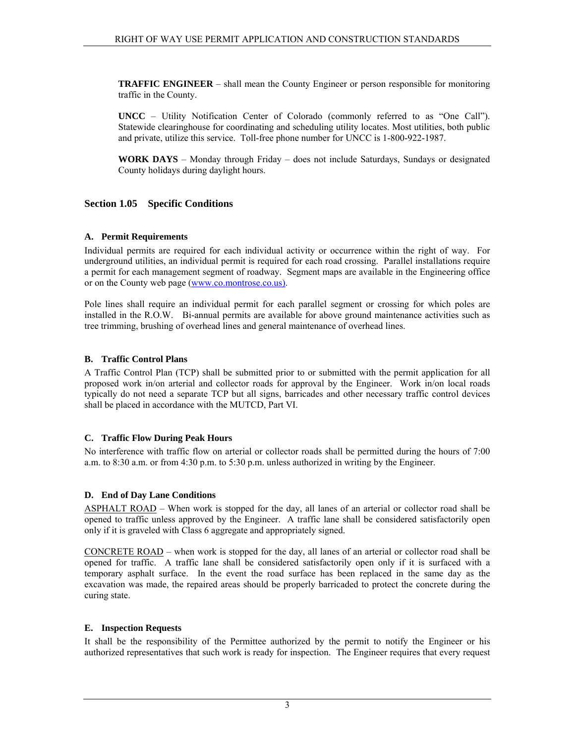**TRAFFIC ENGINEER** – shall mean the County Engineer or person responsible for monitoring traffic in the County.

**UNCC** – Utility Notification Center of Colorado (commonly referred to as "One Call"). Statewide clearinghouse for coordinating and scheduling utility locates. Most utilities, both public and private, utilize this service. Toll-free phone number for UNCC is 1-800-922-1987.

**WORK DAYS** – Monday through Friday – does not include Saturdays, Sundays or designated County holidays during daylight hours.

## Section 1.05 Specific Conditions

### A. Permit Requirements

Individual permits are required for each individual activity or occurrence within the right of way. For underground utilities, an individual permit is required for each road crossing. Parallel installations require a permit for each management segment of roadway. Segment maps are available in the Engineering office or on the County web page (www.co.montrose.co.us).

Pole lines shall require an individual permit for each parallel segment or crossing for which poles are installed in the R.O.W. Bi-annual permits are available for above ground maintenance activities such as tree trimming, brushing of overhead lines and general maintenance of overhead lines.

### B. Traffic Control Plans

A Traffic Control Plan (TCP) shall be submitted prior to or submitted with the permit application for all proposed work in/on arterial and collector roads for approval by the Engineer. Work in/on local roads typically do not need a separate TCP but all signs, barricades and other necessary traffic control devices shall be placed in accordance with the MUTCD, Part VI.

### C. Traffic Flow During Peak Hours

No interference with traffic flow on arterial or collector roads shall be permitted during the hours of 7:00 a.m. to 8:30 a.m. or from 4:30 p.m. to 5:30 p.m. unless authorized in writing by the Engineer.

### D. End of Day Lane Conditions

ASPHALT ROAD – When work is stopped for the day, all lanes of an arterial or collector road shall be opened to traffic unless approved by the Engineer. A traffic lane shall be considered satisfactorily open only if it is graveled with Class 6 aggregate and appropriately signed.

CONCRETE ROAD – when work is stopped for the day, all lanes of an arterial or collector road shall be opened for traffic. A traffic lane shall be considered satisfactorily open only if it is surfaced with a temporary asphalt surface. In the event the road surface has been replaced in the same day as the excavation was made, the repaired areas should be properly barricaded to protect the concrete during the curing state.

### E. Inspection Requests

It shall be the responsibility of the Permittee authorized by the permit to notify the Engineer or his authorized representatives that such work is ready for inspection. The Engineer requires that every request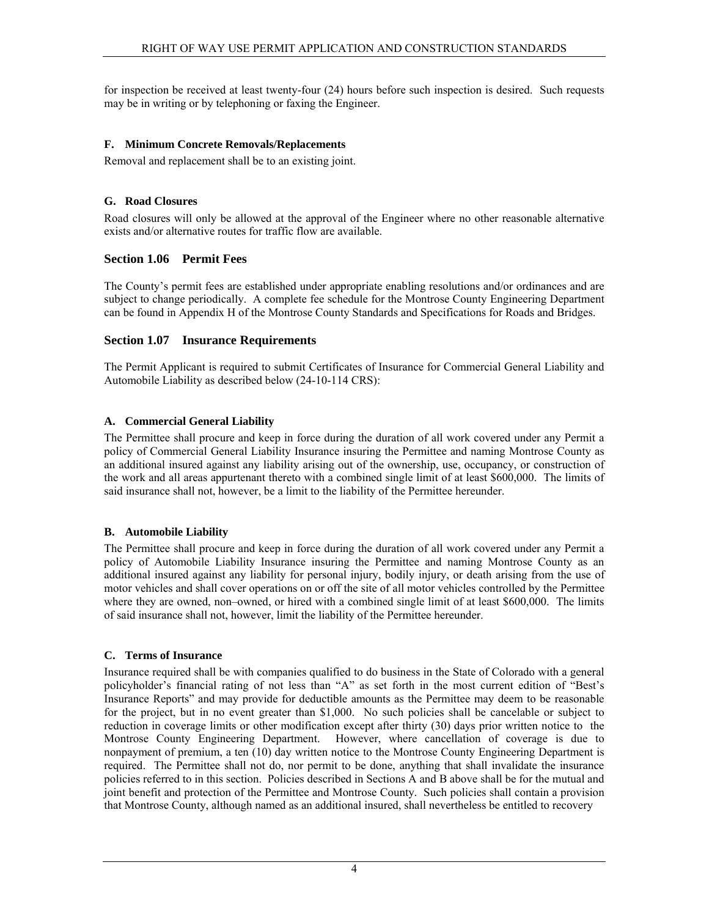for inspection be received at least twenty-four (24) hours before such inspection is desired. Such requests may be in writing or by telephoning or faxing the Engineer.

#### F. Minimum Concrete Removals/Replacements

Removal and replacement shall be to an existing joint.

#### G. Road Closures

Road closures will only be allowed at the approval of the Engineer where no other reasonable alternative exists and/or alternative routes for traffic flow are available.

### Section 1.06 Permit Fees

The County's permit fees are established under appropriate enabling resolutions and/or ordinances and are subject to change periodically. A complete fee schedule for the Montrose County Engineering Department can be found in Appendix H of the Montrose County Standards and Specifications for Roads and Bridges.

### Section 1.07 Insurance Requirements

The Permit Applicant is required to submit Certificates of Insurance for Commercial General Liability and Automobile Liability as described below (24-10-114 CRS):

#### A. Commercial General Liability

The Permittee shall procure and keep in force during the duration of all work covered under any Permit a policy of Commercial General Liability Insurance insuring the Permittee and naming Montrose County as an additional insured against any liability arising out of the ownership, use, occupancy, or construction of the work and all areas appurtenant thereto with a combined single limit of at least $600,000. The limits of said insurance shall not, however, be a limit to the liability of the Permittee hereunder.

#### B. Automobile Liability

The Permittee shall procure and keep in force during the duration of all work covered under any Permit a policy of Automobile Liability Insurance insuring the Permittee and naming Montrose County as an additional insured against any liability for personal injury, bodily injury, or death arising from the use of motor vehicles and shall cover operations on or off the site of all motor vehicles controlled by the Permittee where they are owned, non–owned, or hired with a combined single limit of at least $600,000. The limits of said insurance shall not, however, limit the liability of the Permittee hereunder.

#### C. Terms of Insurance

Insurance required shall be with companies qualified to do business in the State of Colorado with a general policyholder's financial rating of not less than "A" as set forth in the most current edition of "Best's Insurance Reports" and may provide for deductible amounts as the Permittee may deem to be reasonable for the project, but in no event greater than $1,000. No such policies shall be cancelable or subject to reduction in coverage limits or other modification except after thirty (30) days prior written notice to the Montrose County Engineering Department. However, where cancellation of coverage is due to nonpayment of premium, a ten (10) day written notice to the Montrose County Engineering Department is required. The Permittee shall not do, nor permit to be done, anything that shall invalidate the insurance policies referred to in this section. Policies described in Sections A and B above shall be for the mutual and joint benefit and protection of the Permittee and Montrose County. Such policies shall contain a provision that Montrose County, although named as an additional insured, shall nevertheless be entitled to recovery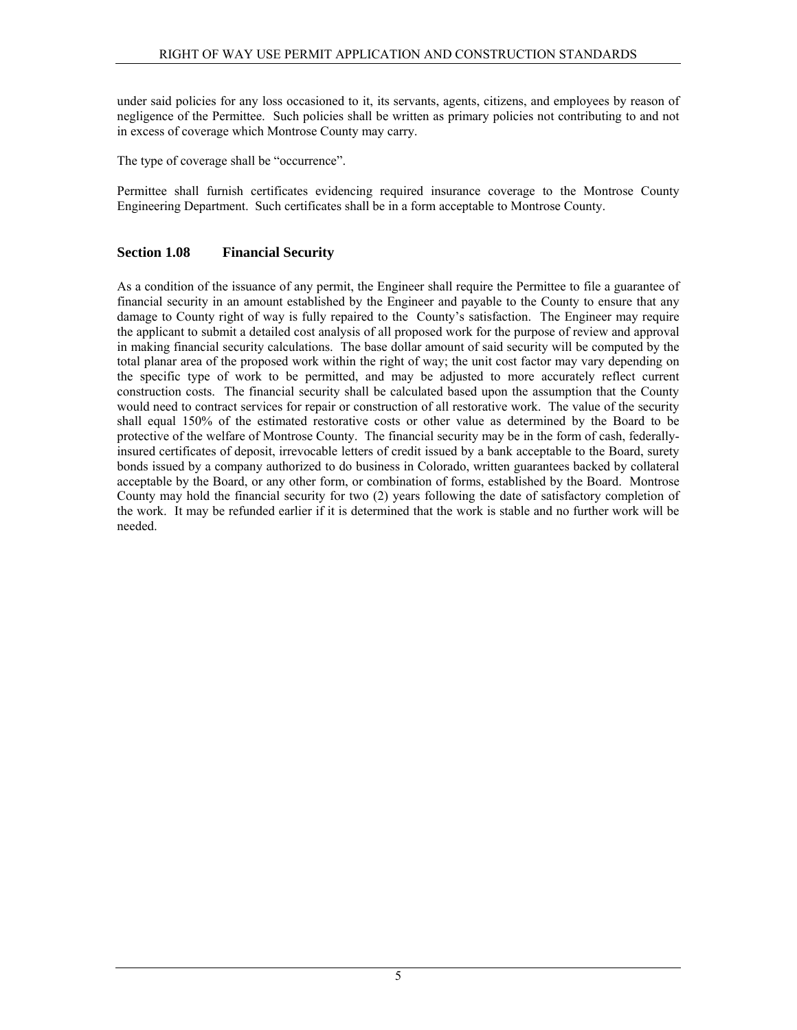under said policies for any loss occasioned to it, its servants, agents, citizens, and employees by reason of negligence of the Permittee. Such policies shall be written as primary policies not contributing to and not in excess of coverage which Montrose County may carry.

The type of coverage shall be "occurrence".

Permittee shall furnish certificates evidencing required insurance coverage to the Montrose County Engineering Department. Such certificates shall be in a form acceptable to Montrose County.

## Section 1.08 Financial Security

As a condition of the issuance of any permit, the Engineer shall require the Permittee to file a guarantee of financial security in an amount established by the Engineer and payable to the County to ensure that any damage to County right of way is fully repaired to the County's satisfaction. The Engineer may require the applicant to submit a detailed cost analysis of all proposed work for the purpose of review and approval in making financial security calculations. The base dollar amount of said security will be computed by the total planar area of the proposed work within the right of way; the unit cost factor may vary depending on the specific type of work to be permitted, and may be adjusted to more accurately reflect current construction costs. The financial security shall be calculated based upon the assumption that the County would need to contract services for repair or construction of all restorative work. The value of the security shall equal 150% of the estimated restorative costs or other value as determined by the Board to be protective of the welfare of Montrose County. The financial security may be in the form of cash, federally-insured certificates of deposit, irrevocable letters of credit issued by a bank acceptable to the Board, surety bonds issued by a company authorized to do business in Colorado, written guarantees backed by collateral acceptable by the Board, or any other form, or combination of forms, established by the Board. Montrose County may hold the financial security for two (2) years following the date of satisfactory completion of the work. It may be refunded earlier if it is determined that the work is stable and no further work will be needed.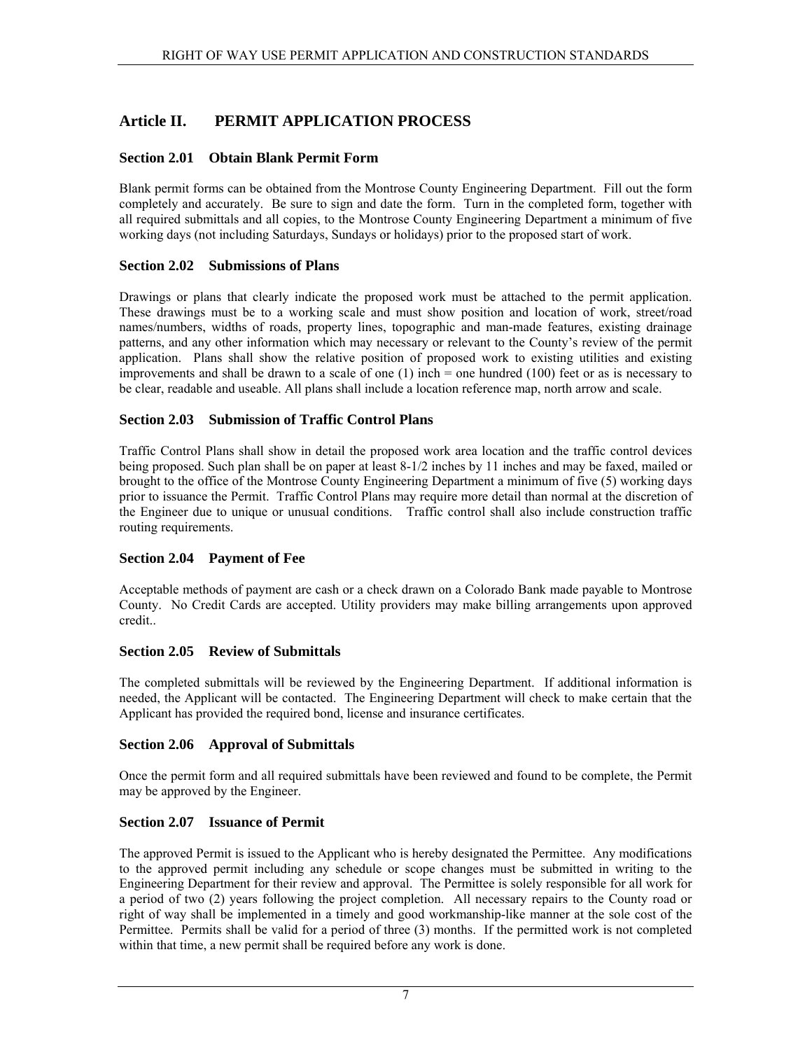# Article II. PERMIT APPLICATION PROCESS

## Section 2.01 Obtain Blank Permit Form

Blank permit forms can be obtained from the Montrose County Engineering Department. Fill out the form completely and accurately. Be sure to sign and date the form. Turn in the completed form, together with all required submittals and all copies, to the Montrose County Engineering Department a minimum of five working days (not including Saturdays, Sundays or holidays) prior to the proposed start of work.

## Section 2.02 Submissions of Plans

Drawings or plans that clearly indicate the proposed work must be attached to the permit application. These drawings must be to a working scale and must show position and location of work, street/road names/numbers, widths of roads, property lines, topographic and man-made features, existing drainage patterns, and any other information which may necessary or relevant to the County's review of the permit application. Plans shall show the relative position of proposed work to existing utilities and existing improvements and shall be drawn to a scale of one (1) inch = one hundred (100) feet or as is necessary to be clear, readable and useable. All plans shall include a location reference map, north arrow and scale.

## Section 2.03 Submission of Traffic Control Plans

Traffic Control Plans shall show in detail the proposed work area location and the traffic control devices being proposed. Such plan shall be on paper at least 8-1/2 inches by 11 inches and may be faxed, mailed or brought to the office of the Montrose County Engineering Department a minimum of five (5) working days prior to issuance the Permit. Traffic Control Plans may require more detail than normal at the discretion of the Engineer due to unique or unusual conditions. Traffic control shall also include construction traffic routing requirements.

## Section 2.04 Payment of Fee

Acceptable methods of payment are cash or a check drawn on a Colorado Bank made payable to Montrose County. No Credit Cards are accepted. Utility providers may make billing arrangements upon approved credit..

## Section 2.05 Review of Submittals

The completed submittals will be reviewed by the Engineering Department. If additional information is needed, the Applicant will be contacted. The Engineering Department will check to make certain that the Applicant has provided the required bond, license and insurance certificates.

## Section 2.06 Approval of Submittals

Once the permit form and all required submittals have been reviewed and found to be complete, the Permit may be approved by the Engineer.

## Section 2.07 Issuance of Permit

The approved Permit is issued to the Applicant who is hereby designated the Permittee. Any modifications to the approved permit including any schedule or scope changes must be submitted in writing to the Engineering Department for their review and approval. The Permittee is solely responsible for all work for a period of two (2) years following the project completion. All necessary repairs to the County road or right of way shall be implemented in a timely and good workmanship-like manner at the sole cost of the Permittee. Permits shall be valid for a period of three (3) months. If the permitted work is not completed within that time, a new permit shall be required before any work is done.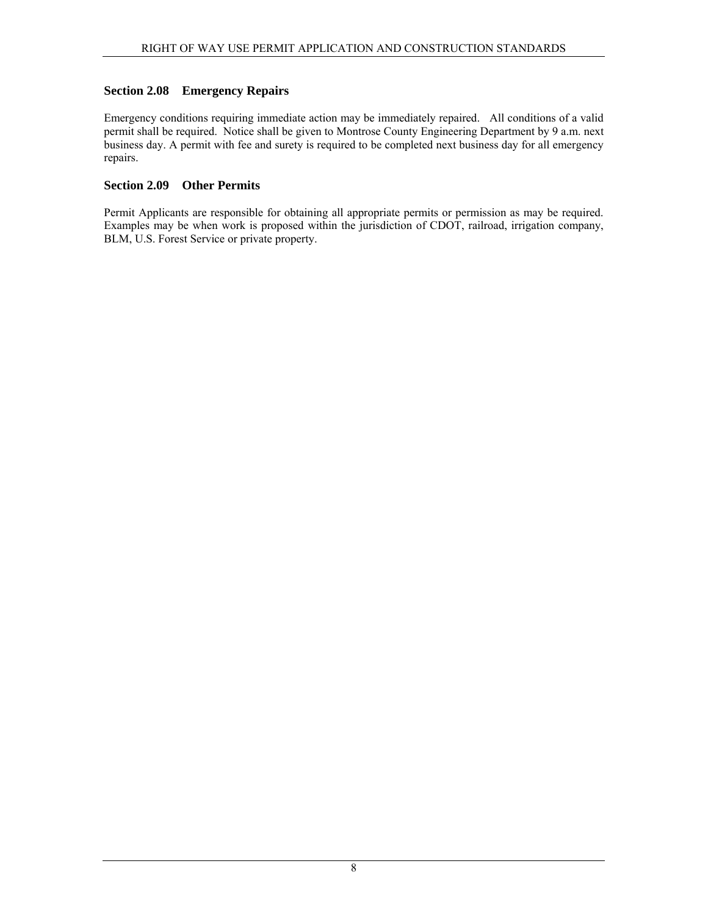## Section 2.08 Emergency Repairs

Emergency conditions requiring immediate action may be immediately repaired. All conditions of a valid permit shall be required. Notice shall be given to Montrose County Engineering Department by 9 a.m. next business day. A permit with fee and surety is required to be completed next business day for all emergency repairs.

## Section 2.09 Other Permits

Permit Applicants are responsible for obtaining all appropriate permits or permission as may be required. Examples may be when work is proposed within the jurisdiction of CDOT, railroad, irrigation company, BLM, U.S. Forest Service or private property.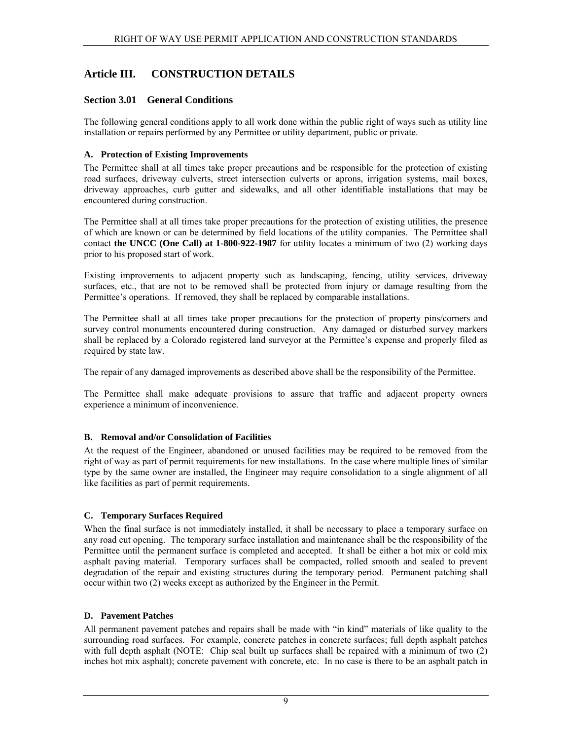# Article III. CONSTRUCTION DETAILS

## Section 3.01 General Conditions

The following general conditions apply to all work done within the public right of ways such as utility line installation or repairs performed by any Permittee or utility department, public or private.

### A. Protection of Existing Improvements

The Permittee shall at all times take proper precautions and be responsible for the protection of existing road surfaces, driveway culverts, street intersection culverts or aprons, irrigation systems, mail boxes, driveway approaches, curb gutter and sidewalks, and all other identifiable installations that may be encountered during construction.

The Permittee shall at all times take proper precautions for the protection of existing utilities, the presence of which are known or can be determined by field locations of the utility companies. The Permittee shall contact **the UNCC (One Call) at 1-800-922-1987** for utility locates a minimum of two (2) working days prior to his proposed start of work.

Existing improvements to adjacent property such as landscaping, fencing, utility services, driveway surfaces, etc., that are not to be removed shall be protected from injury or damage resulting from the Permittee's operations. If removed, they shall be replaced by comparable installations.

The Permittee shall at all times take proper precautions for the protection of property pins/corners and survey control monuments encountered during construction. Any damaged or disturbed survey markers shall be replaced by a Colorado registered land surveyor at the Permittee's expense and properly filed as required by state law.

The repair of any damaged improvements as described above shall be the responsibility of the Permittee.

The Permittee shall make adequate provisions to assure that traffic and adjacent property owners experience a minimum of inconvenience.

### B. Removal and/or Consolidation of Facilities

At the request of the Engineer, abandoned or unused facilities may be required to be removed from the right of way as part of permit requirements for new installations. In the case where multiple lines of similar type by the same owner are installed, the Engineer may require consolidation to a single alignment of all like facilities as part of permit requirements.

### C. Temporary Surfaces Required

When the final surface is not immediately installed, it shall be necessary to place a temporary surface on any road cut opening. The temporary surface installation and maintenance shall be the responsibility of the Permittee until the permanent surface is completed and accepted. It shall be either a hot mix or cold mix asphalt paving material. Temporary surfaces shall be compacted, rolled smooth and sealed to prevent degradation of the repair and existing structures during the temporary period. Permanent patching shall occur within two (2) weeks except as authorized by the Engineer in the Permit.

### D. Pavement Patches

All permanent pavement patches and repairs shall be made with "in kind" materials of like quality to the surrounding road surfaces. For example, concrete patches in concrete surfaces; full depth asphalt patches with full depth asphalt (NOTE: Chip seal built up surfaces shall be repaired with a minimum of two (2) inches hot mix asphalt); concrete pavement with concrete, etc. In no case is there to be an asphalt patch in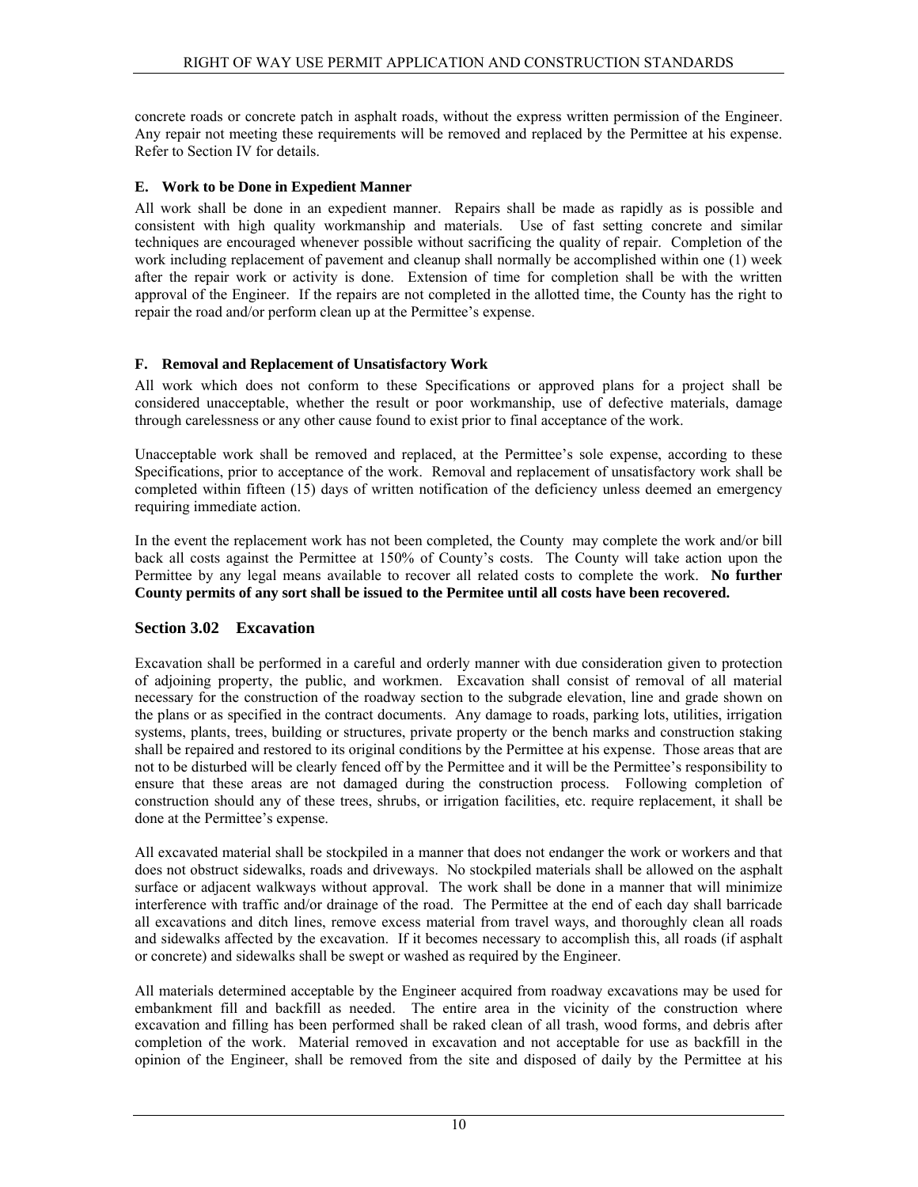concrete roads or concrete patch in asphalt roads, without the express written permission of the Engineer. Any repair not meeting these requirements will be removed and replaced by the Permittee at his expense. Refer to Section IV for details.

### E. Work to be Done in Expedient Manner

All work shall be done in an expedient manner. Repairs shall be made as rapidly as is possible and consistent with high quality workmanship and materials. Use of fast setting concrete and similar techniques are encouraged whenever possible without sacrificing the quality of repair. Completion of the work including replacement of pavement and cleanup shall normally be accomplished within one (1) week after the repair work or activity is done. Extension of time for completion shall be with the written approval of the Engineer. If the repairs are not completed in the allotted time, the County has the right to repair the road and/or perform clean up at the Permittee's expense.

### F. Removal and Replacement of Unsatisfactory Work

All work which does not conform to these Specifications or approved plans for a project shall be considered unacceptable, whether the result or poor workmanship, use of defective materials, damage through carelessness or any other cause found to exist prior to final acceptance of the work.

Unacceptable work shall be removed and replaced, at the Permittee's sole expense, according to these Specifications, prior to acceptance of the work. Removal and replacement of unsatisfactory work shall be completed within fifteen (15) days of written notification of the deficiency unless deemed an emergency requiring immediate action.

In the event the replacement work has not been completed, the County may complete the work and/or bill back all costs against the Permittee at 150% of County's costs. The County will take action upon the Permittee by any legal means available to recover all related costs to complete the work. **No further County permits of any sort shall be issued to the Permitee until all costs have been recovered.**

## Section 3.02 Excavation

Excavation shall be performed in a careful and orderly manner with due consideration given to protection of adjoining property, the public, and workmen. Excavation shall consist of removal of all material necessary for the construction of the roadway section to the subgrade elevation, line and grade shown on the plans or as specified in the contract documents. Any damage to roads, parking lots, utilities, irrigation systems, plants, trees, building or structures, private property or the bench marks and construction staking shall be repaired and restored to its original conditions by the Permittee at his expense. Those areas that are not to be disturbed will be clearly fenced off by the Permittee and it will be the Permittee's responsibility to ensure that these areas are not damaged during the construction process. Following completion of construction should any of these trees, shrubs, or irrigation facilities, etc. require replacement, it shall be done at the Permittee's expense.

All excavated material shall be stockpiled in a manner that does not endanger the work or workers and that does not obstruct sidewalks, roads and driveways. No stockpiled materials shall be allowed on the asphalt surface or adjacent walkways without approval. The work shall be done in a manner that will minimize interference with traffic and/or drainage of the road. The Permittee at the end of each day shall barricade all excavations and ditch lines, remove excess material from travel ways, and thoroughly clean all roads and sidewalks affected by the excavation. If it becomes necessary to accomplish this, all roads (if asphalt or concrete) and sidewalks shall be swept or washed as required by the Engineer.

All materials determined acceptable by the Engineer acquired from roadway excavations may be used for embankment fill and backfill as needed. The entire area in the vicinity of the construction where excavation and filling has been performed shall be raked clean of all trash, wood forms, and debris after completion of the work. Material removed in excavation and not acceptable for use as backfill in the opinion of the Engineer, shall be removed from the site and disposed of daily by the Permittee at his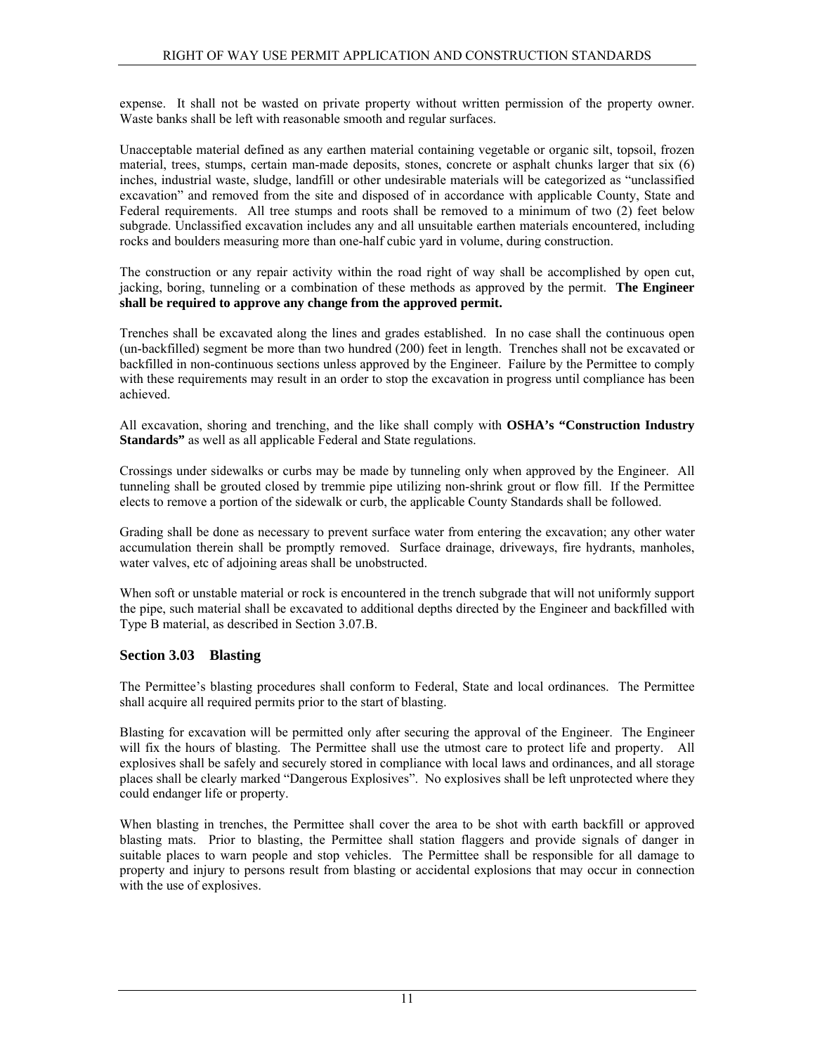expense. It shall not be wasted on private property without written permission of the property owner. Waste banks shall be left with reasonable smooth and regular surfaces.

Unacceptable material defined as any earthen material containing vegetable or organic silt, topsoil, frozen material, trees, stumps, certain man-made deposits, stones, concrete or asphalt chunks larger that six (6) inches, industrial waste, sludge, landfill or other undesirable materials will be categorized as "unclassified excavation" and removed from the site and disposed of in accordance with applicable County, State and Federal requirements. All tree stumps and roots shall be removed to a minimum of two (2) feet below subgrade. Unclassified excavation includes any and all unsuitable earthen materials encountered, including rocks and boulders measuring more than one-half cubic yard in volume, during construction.

The construction or any repair activity within the road right of way shall be accomplished by open cut, jacking, boring, tunneling or a combination of these methods as approved by the permit. **The Engineer shall be required to approve any change from the approved permit.**

Trenches shall be excavated along the lines and grades established. In no case shall the continuous open (un-backfilled) segment be more than two hundred (200) feet in length. Trenches shall not be excavated or backfilled in non-continuous sections unless approved by the Engineer. Failure by the Permittee to comply with these requirements may result in an order to stop the excavation in progress until compliance has been achieved.

All excavation, shoring and trenching, and the like shall comply with **OSHA's "Construction Industry Standards"** as well as all applicable Federal and State regulations.

Crossings under sidewalks or curbs may be made by tunneling only when approved by the Engineer. All tunneling shall be grouted closed by tremmie pipe utilizing non-shrink grout or flow fill. If the Permittee elects to remove a portion of the sidewalk or curb, the applicable County Standards shall be followed.

Grading shall be done as necessary to prevent surface water from entering the excavation; any other water accumulation therein shall be promptly removed. Surface drainage, driveways, fire hydrants, manholes, water valves, etc of adjoining areas shall be unobstructed.

When soft or unstable material or rock is encountered in the trench subgrade that will not uniformly support the pipe, such material shall be excavated to additional depths directed by the Engineer and backfilled with Type B material, as described in Section 3.07.B.

## Section 3.03 Blasting

The Permittee's blasting procedures shall conform to Federal, State and local ordinances. The Permittee shall acquire all required permits prior to the start of blasting.

Blasting for excavation will be permitted only after securing the approval of the Engineer. The Engineer will fix the hours of blasting. The Permittee shall use the utmost care to protect life and property. All explosives shall be safely and securely stored in compliance with local laws and ordinances, and all storage places shall be clearly marked "Dangerous Explosives". No explosives shall be left unprotected where they could endanger life or property.

When blasting in trenches, the Permittee shall cover the area to be shot with earth backfill or approved blasting mats. Prior to blasting, the Permittee shall station flaggers and provide signals of danger in suitable places to warn people and stop vehicles. The Permittee shall be responsible for all damage to property and injury to persons result from blasting or accidental explosions that may occur in connection with the use of explosives.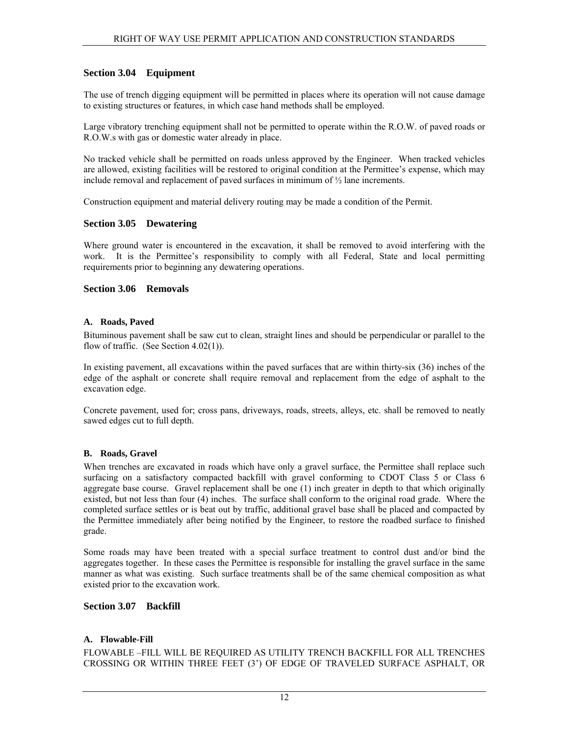## Section 3.04 Equipment

The use of trench digging equipment will be permitted in places where its operation will not cause damage to existing structures or features, in which case hand methods shall be employed.

Large vibratory trenching equipment shall not be permitted to operate within the R.O.W. of paved roads or R.O.W.s with gas or domestic water already in place.

No tracked vehicle shall be permitted on roads unless approved by the Engineer. When tracked vehicles are allowed, existing facilities will be restored to original condition at the Permittee's expense, which may include removal and replacement of paved surfaces in minimum of ½ lane increments.

Construction equipment and material delivery routing may be made a condition of the Permit.

## Section 3.05 Dewatering

Where ground water is encountered in the excavation, it shall be removed to avoid interfering with the work. It is the Permittee's responsibility to comply with all Federal, State and local permitting requirements prior to beginning any dewatering operations.

## Section 3.06 Removals

### A. Roads, Paved

Bituminous pavement shall be saw cut to clean, straight lines and should be perpendicular or parallel to the flow of traffic. (See Section 4.02(1)).

In existing pavement, all excavations within the paved surfaces that are within thirty-six (36) inches of the edge of the asphalt or concrete shall require removal and replacement from the edge of asphalt to the excavation edge.

Concrete pavement, used for; cross pans, driveways, roads, streets, alleys, etc. shall be removed to neatly sawed edges cut to full depth.

### B. Roads, Gravel

When trenches are excavated in roads which have only a gravel surface, the Permittee shall replace such surfacing on a satisfactory compacted backfill with gravel conforming to CDOT Class 5 or Class 6 aggregate base course. Gravel replacement shall be one (1) inch greater in depth to that which originally existed, but not less than four (4) inches. The surface shall conform to the original road grade. Where the completed surface settles or is beat out by traffic, additional gravel base shall be placed and compacted by the Permittee immediately after being notified by the Engineer, to restore the roadbed surface to finished grade.

Some roads may have been treated with a special surface treatment to control dust and/or bind the aggregates together. In these cases the Permittee is responsible for installing the gravel surface in the same manner as what was existing. Such surface treatments shall be of the same chemical composition as what existed prior to the excavation work.

## Section 3.07 Backfill

### A. Flowable-Fill

FLOWABLE –FILL WILL BE REQUIRED AS UTILITY TRENCH BACKFILL FOR ALL TRENCHES CROSSING OR WITHIN THREE FEET (3') OF EDGE OF TRAVELED SURFACE ASPHALT, OR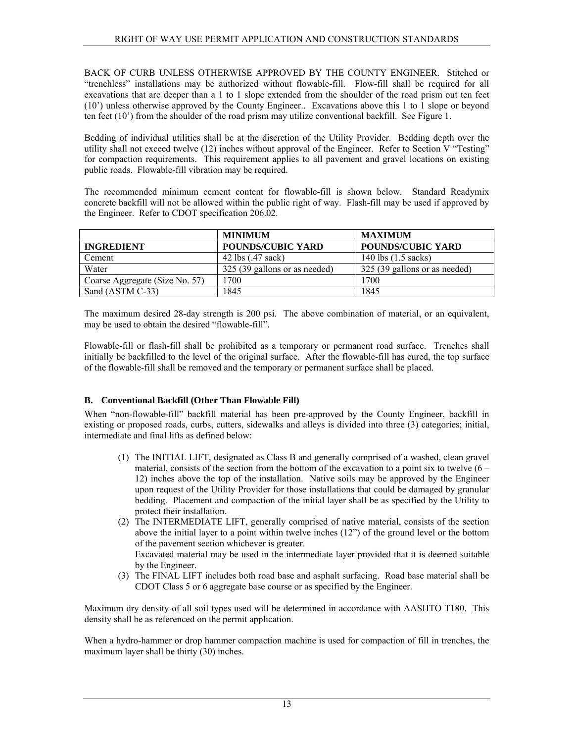BACK OF CURB UNLESS OTHERWISE APPROVED BY THE COUNTY ENGINEER. Stitched or "trenchless" installations may be authorized without flowable-fill. Flow-fill shall be required for all excavations that are deeper than a 1 to 1 slope extended from the shoulder of the road prism out ten feet (10') unless otherwise approved by the County Engineer.. Excavations above this 1 to 1 slope or beyond ten feet (10') from the shoulder of the road prism may utilize conventional backfill. See Figure 1.

Bedding of individual utilities shall be at the discretion of the Utility Provider. Bedding depth over the utility shall not exceed twelve (12) inches without approval of the Engineer. Refer to Section V "Testing" for compaction requirements. This requirement applies to all pavement and gravel locations on existing public roads. Flowable-fill vibration may be required.

The recommended minimum cement content for flowable-fill is shown below. Standard Readymix concrete backfill will not be allowed within the public right of way. Flash-fill may be used if approved by the Engineer. Refer to CDOT specification 206.02.

| | **MINIMUM** | **MAXIMUM** |
|---|---|---|
| **INGREDIENT** | **POUNDS/CUBIC YARD** | **POUNDS/CUBIC YARD** |
| Cement | 42 lbs (.47 sack) | 140 lbs (1.5 sacks) |
| Water | 325 (39 gallons or as needed) | 325 (39 gallons or as needed) |
| Coarse Aggregate (Size No. 57) | 1700 | 1700 |
| Sand (ASTM C-33) | 1845 | 1845 |

The maximum desired 28-day strength is 200 psi. The above combination of material, or an equivalent, may be used to obtain the desired "flowable-fill".

Flowable-fill or flash-fill shall be prohibited as a temporary or permanent road surface. Trenches shall initially be backfilled to the level of the original surface. After the flowable-fill has cured, the top surface of the flowable-fill shall be removed and the temporary or permanent surface shall be placed.

### B. Conventional Backfill (Other Than Flowable Fill)

When "non-flowable-fill" backfill material has been pre-approved by the County Engineer, backfill in existing or proposed roads, curbs, cutters, sidewalks and alleys is divided into three (3) categories; initial, intermediate and final lifts as defined below:

(1) The INITIAL LIFT, designated as Class B and generally comprised of a washed, clean gravel material, consists of the section from the bottom of the excavation to a point six to twelve (6 – 12) inches above the top of the installation. Native soils may be approved by the Engineer upon request of the Utility Provider for those installations that could be damaged by granular bedding. Placement and compaction of the initial layer shall be as specified by the Utility to protect their installation.

(2) The INTERMEDIATE LIFT, generally comprised of native material, consists of the section above the initial layer to a point within twelve inches (12") of the ground level or the bottom of the pavement section whichever is greater.
Excavated material may be used in the intermediate layer provided that it is deemed suitable by the Engineer.

(3) The FINAL LIFT includes both road base and asphalt surfacing. Road base material shall be CDOT Class 5 or 6 aggregate base course or as specified by the Engineer.

Maximum dry density of all soil types used will be determined in accordance with AASHTO T180. This density shall be as referenced on the permit application.

When a hydro-hammer or drop hammer compaction machine is used for compaction of fill in trenches, the maximum layer shall be thirty (30) inches.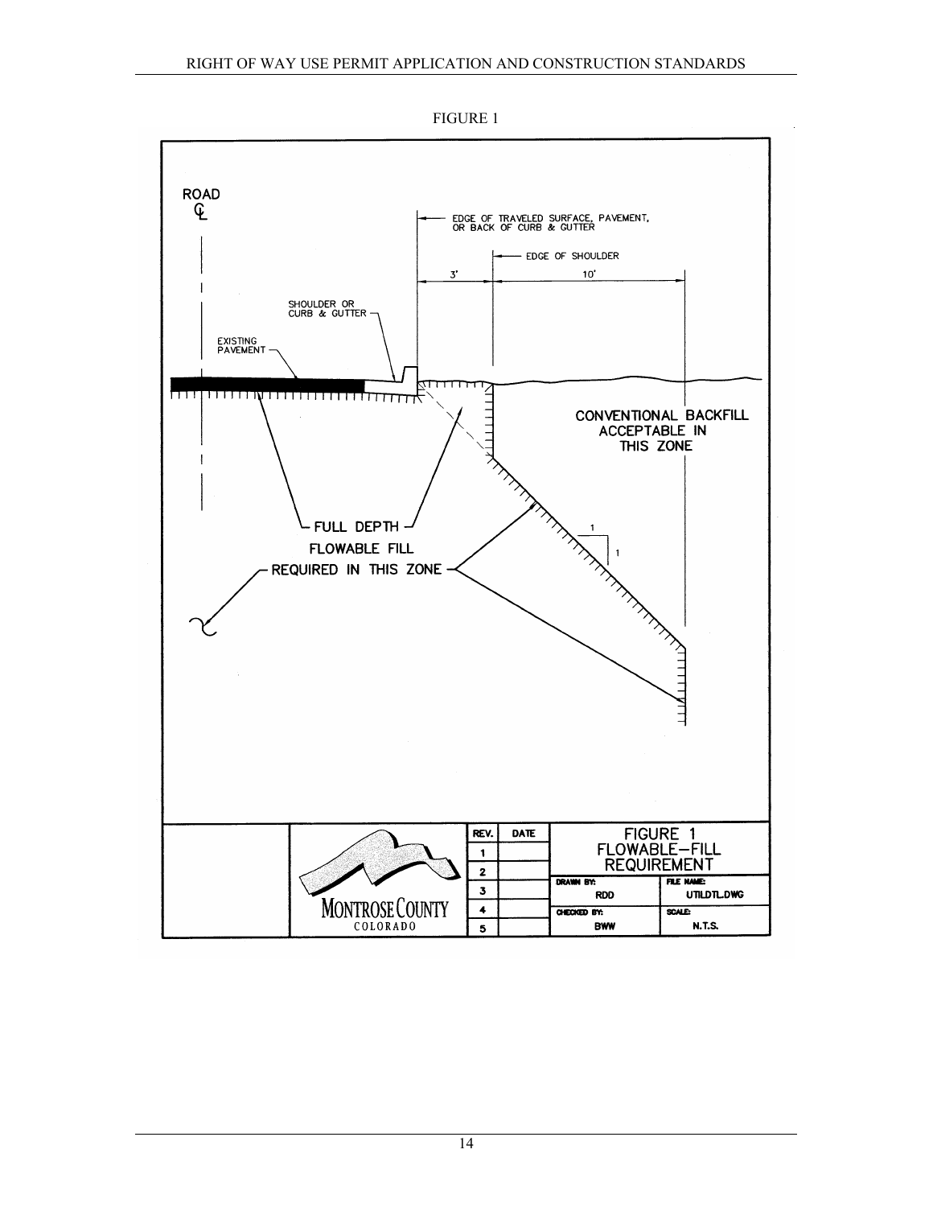FIGURE 1

ROAD
℄

EDGE OF TRAVELED SURFACE, PAVEMENT, OR BACK OF CURB & GUTTER

EDGE OF SHOULDER

3'

10'

SHOULDER OR CURB & GUTTER

EXISTING PAVEMENT

CONVENTIONAL BACKFILL ACCEPTABLE IN THIS ZONE

FULL DEPTH FLOWABLE FILL REQUIRED IN THIS ZONE

1

1

| | MONTROSE COUNTY COLORADO | REV. | DATE | FIGURE 1 FLOWABLE–FILL REQUIREMENT | |
|---|---|---|---|---|---|
| | | 1 | | | |
| | | 2 | | | |
| | | 3 | | DRAWN BY: RDD | FILE NAME: UTILDTL.DWG |
| | | 4 | | CHECKED BY: BWW | SCALE: N.T.S. |
| | | 5 | | | |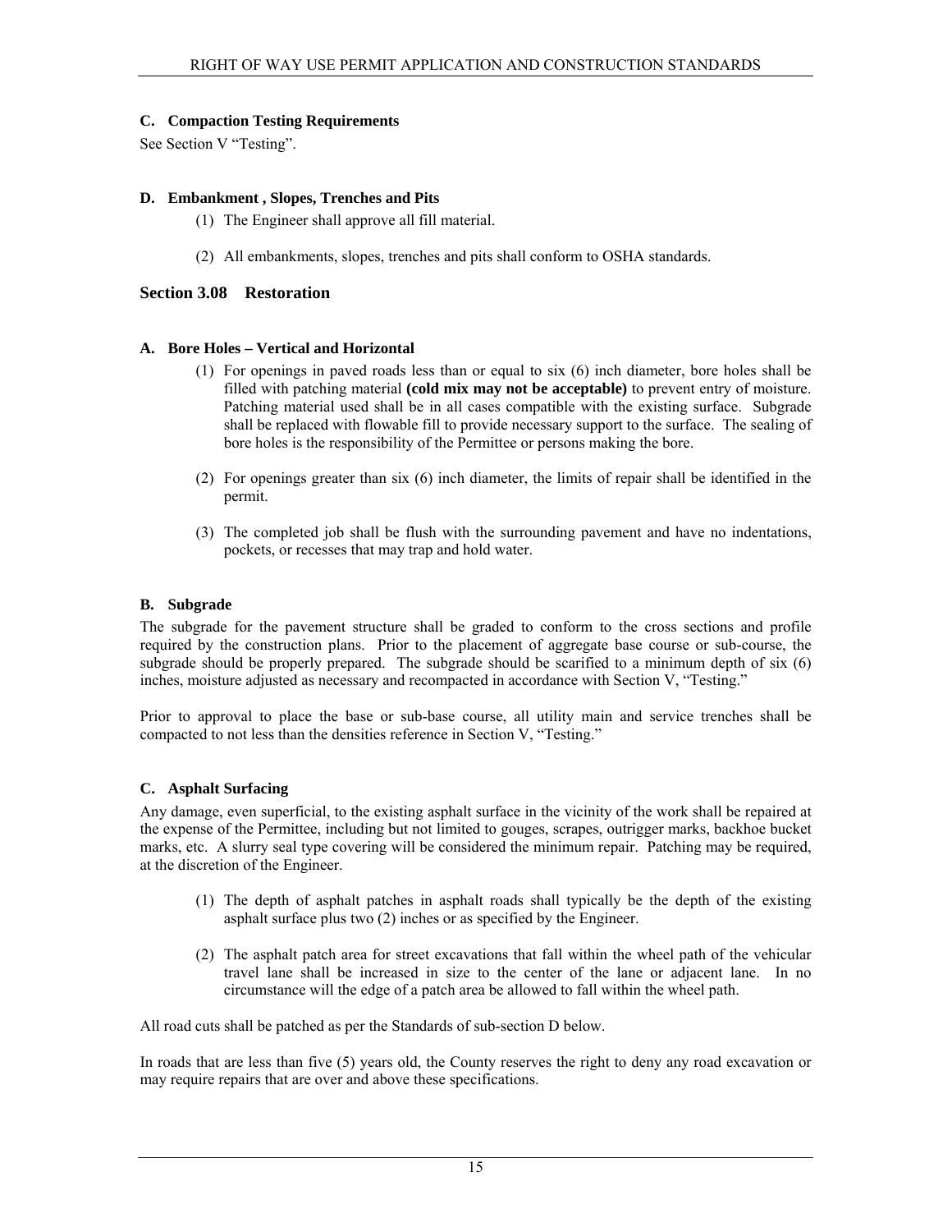### C. Compaction Testing Requirements

See Section V "Testing".

### D. Embankment , Slopes, Trenches and Pits

(1) The Engineer shall approve all fill material.

(2) All embankments, slopes, trenches and pits shall conform to OSHA standards.

## Section 3.08 Restoration

### A. Bore Holes – Vertical and Horizontal

(1) For openings in paved roads less than or equal to six (6) inch diameter, bore holes shall be filled with patching material **(cold mix may not be acceptable)** to prevent entry of moisture. Patching material used shall be in all cases compatible with the existing surface. Subgrade shall be replaced with flowable fill to provide necessary support to the surface. The sealing of bore holes is the responsibility of the Permittee or persons making the bore.

(2) For openings greater than six (6) inch diameter, the limits of repair shall be identified in the permit.

(3) The completed job shall be flush with the surrounding pavement and have no indentations, pockets, or recesses that may trap and hold water.

### B. Subgrade

The subgrade for the pavement structure shall be graded to conform to the cross sections and profile required by the construction plans. Prior to the placement of aggregate base course or sub-course, the subgrade should be properly prepared. The subgrade should be scarified to a minimum depth of six (6) inches, moisture adjusted as necessary and recompacted in accordance with Section V, "Testing."

Prior to approval to place the base or sub-base course, all utility main and service trenches shall be compacted to not less than the densities reference in Section V, "Testing."

### C. Asphalt Surfacing

Any damage, even superficial, to the existing asphalt surface in the vicinity of the work shall be repaired at the expense of the Permittee, including but not limited to gouges, scrapes, outrigger marks, backhoe bucket marks, etc. A slurry seal type covering will be considered the minimum repair. Patching may be required, at the discretion of the Engineer.

(1) The depth of asphalt patches in asphalt roads shall typically be the depth of the existing asphalt surface plus two (2) inches or as specified by the Engineer.

(2) The asphalt patch area for street excavations that fall within the wheel path of the vehicular travel lane shall be increased in size to the center of the lane or adjacent lane. In no circumstance will the edge of a patch area be allowed to fall within the wheel path.

All road cuts shall be patched as per the Standards of sub-section D below.

In roads that are less than five (5) years old, the County reserves the right to deny any road excavation or may require repairs that are over and above these specifications.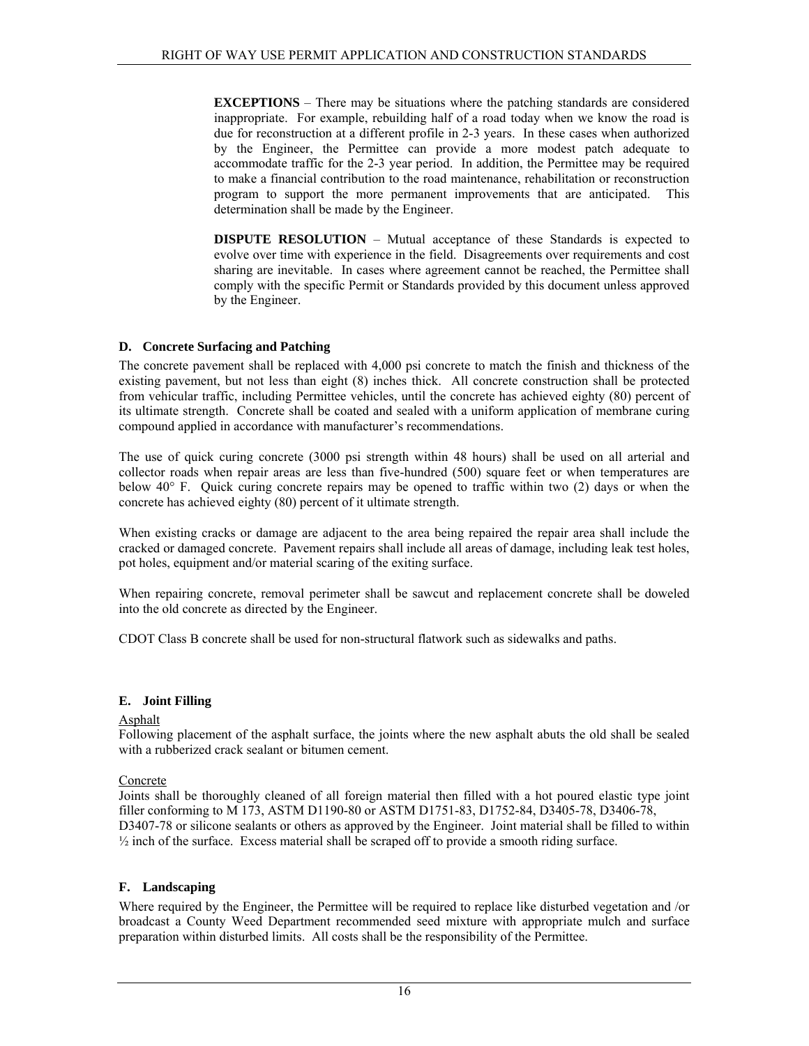**EXCEPTIONS** – There may be situations where the patching standards are considered inappropriate. For example, rebuilding half of a road today when we know the road is due for reconstruction at a different profile in 2-3 years. In these cases when authorized by the Engineer, the Permittee can provide a more modest patch adequate to accommodate traffic for the 2-3 year period. In addition, the Permittee may be required to make a financial contribution to the road maintenance, rehabilitation or reconstruction program to support the more permanent improvements that are anticipated. This determination shall be made by the Engineer.

**DISPUTE RESOLUTION** – Mutual acceptance of these Standards is expected to evolve over time with experience in the field. Disagreements over requirements and cost sharing are inevitable. In cases where agreement cannot be reached, the Permittee shall comply with the specific Permit or Standards provided by this document unless approved by the Engineer.

### D. Concrete Surfacing and Patching

The concrete pavement shall be replaced with 4,000 psi concrete to match the finish and thickness of the existing pavement, but not less than eight (8) inches thick. All concrete construction shall be protected from vehicular traffic, including Permittee vehicles, until the concrete has achieved eighty (80) percent of its ultimate strength. Concrete shall be coated and sealed with a uniform application of membrane curing compound applied in accordance with manufacturer's recommendations.

The use of quick curing concrete (3000 psi strength within 48 hours) shall be used on all arterial and collector roads when repair areas are less than five-hundred (500) square feet or when temperatures are below 40° F. Quick curing concrete repairs may be opened to traffic within two (2) days or when the concrete has achieved eighty (80) percent of it ultimate strength.

When existing cracks or damage are adjacent to the area being repaired the repair area shall include the cracked or damaged concrete. Pavement repairs shall include all areas of damage, including leak test holes, pot holes, equipment and/or material scaring of the exiting surface.

When repairing concrete, removal perimeter shall be sawcut and replacement concrete shall be doweled into the old concrete as directed by the Engineer.

CDOT Class B concrete shall be used for non-structural flatwork such as sidewalks and paths.

### E. Joint Filling

Asphalt

Following placement of the asphalt surface, the joints where the new asphalt abuts the old shall be sealed with a rubberized crack sealant or bitumen cement.

Concrete

Joints shall be thoroughly cleaned of all foreign material then filled with a hot poured elastic type joint filler conforming to M 173, ASTM D1190-80 or ASTM D1751-83, D1752-84, D3405-78, D3406-78, D3407-78 or silicone sealants or others as approved by the Engineer. Joint material shall be filled to within ½ inch of the surface. Excess material shall be scraped off to provide a smooth riding surface.

### F. Landscaping

Where required by the Engineer, the Permittee will be required to replace like disturbed vegetation and /or broadcast a County Weed Department recommended seed mixture with appropriate mulch and surface preparation within disturbed limits. All costs shall be the responsibility of the Permittee.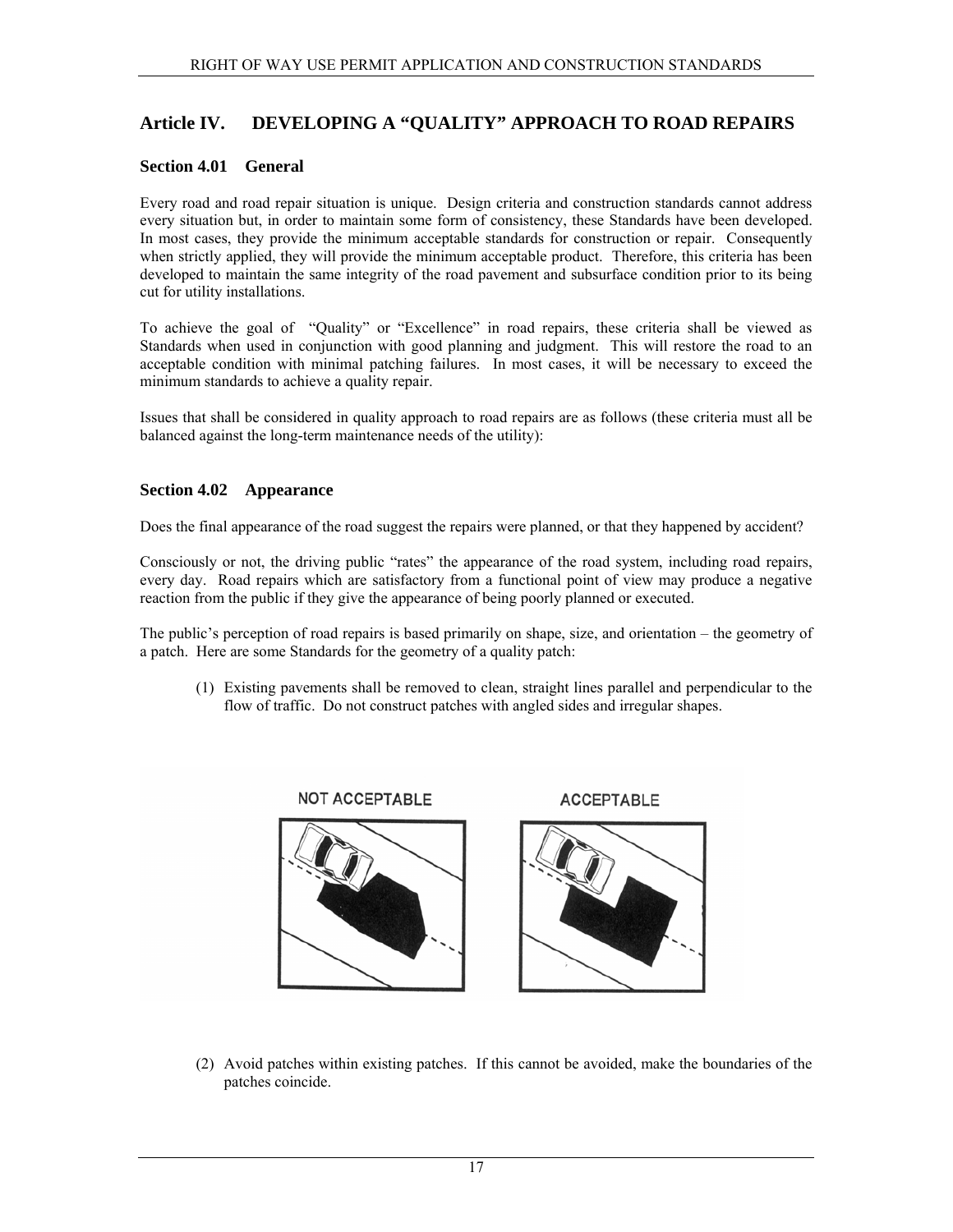## Article IV. DEVELOPING A "QUALITY" APPROACH TO ROAD REPAIRS

### Section 4.01 General

Every road and road repair situation is unique. Design criteria and construction standards cannot address every situation but, in order to maintain some form of consistency, these Standards have been developed. In most cases, they provide the minimum acceptable standards for construction or repair. Consequently when strictly applied, they will provide the minimum acceptable product. Therefore, this criteria has been developed to maintain the same integrity of the road pavement and subsurface condition prior to its being cut for utility installations.

To achieve the goal of "Quality" or "Excellence" in road repairs, these criteria shall be viewed as Standards when used in conjunction with good planning and judgment. This will restore the road to an acceptable condition with minimal patching failures. In most cases, it will be necessary to exceed the minimum standards to achieve a quality repair.

Issues that shall be considered in quality approach to road repairs are as follows (these criteria must all be balanced against the long-term maintenance needs of the utility):

### Section 4.02 Appearance

Does the final appearance of the road suggest the repairs were planned, or that they happened by accident?

Consciously or not, the driving public "rates" the appearance of the road system, including road repairs, every day. Road repairs which are satisfactory from a functional point of view may produce a negative reaction from the public if they give the appearance of being poorly planned or executed.

The public's perception of road repairs is based primarily on shape, size, and orientation – the geometry of a patch. Here are some Standards for the geometry of a quality patch:

(1) Existing pavements shall be removed to clean, straight lines parallel and perpendicular to the flow of traffic. Do not construct patches with angled sides and irregular shapes.

NOT ACCEPTABLE ACCEPTABLE

(2) Avoid patches within existing patches. If this cannot be avoided, make the boundaries of the patches coincide.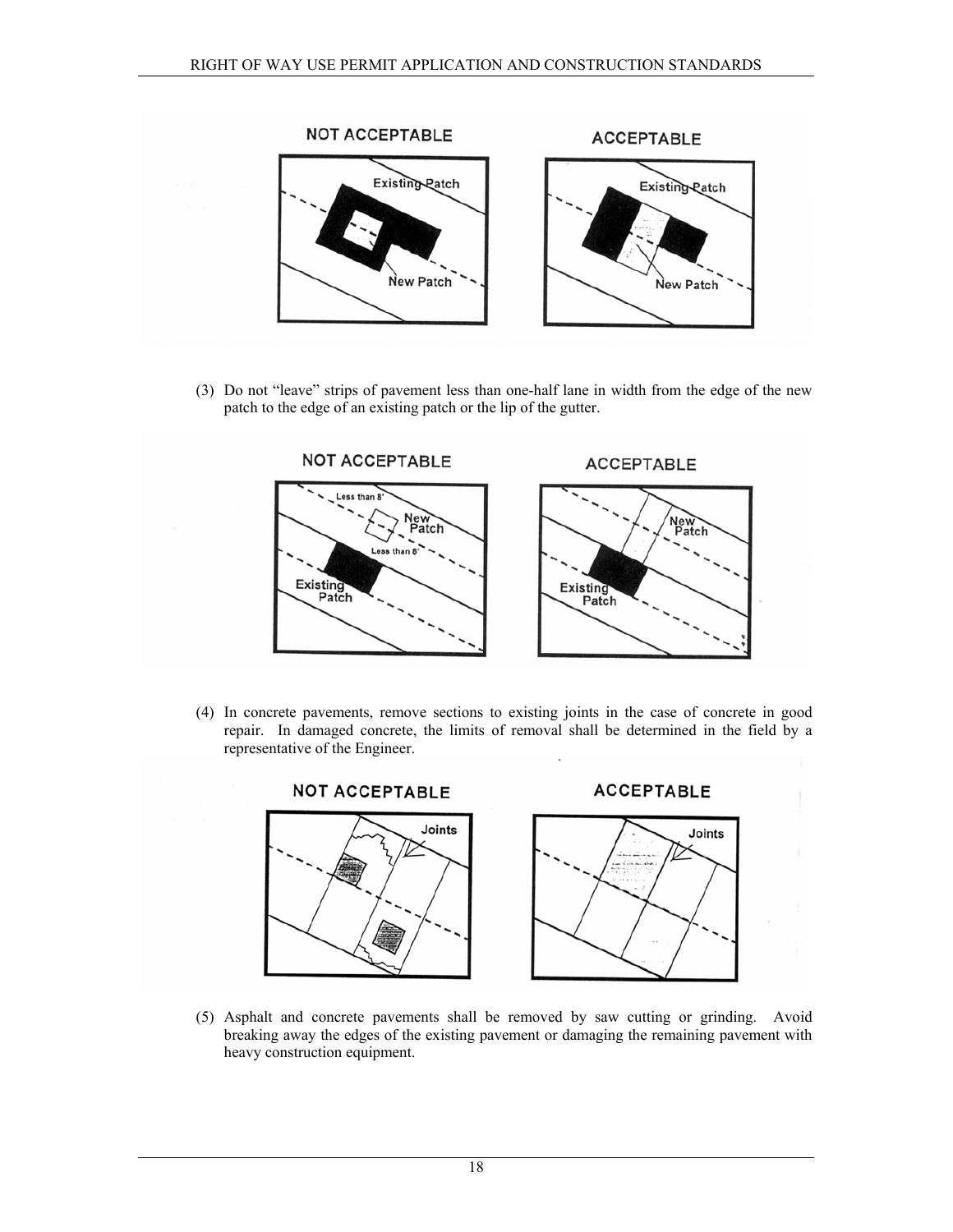NOT ACCEPTABLE

ACCEPTABLE

(3) Do not "leave" strips of pavement less than one-half lane in width from the edge of the new patch to the edge of an existing patch or the lip of the gutter.

NOT ACCEPTABLE

ACCEPTABLE

(4) In concrete pavements, remove sections to existing joints in the case of concrete in good repair. In damaged concrete, the limits of removal shall be determined in the field by a representative of the Engineer.

NOT ACCEPTABLE

ACCEPTABLE

(5) Asphalt and concrete pavements shall be removed by saw cutting or grinding. Avoid breaking away the edges of the existing pavement or damaging the remaining pavement with heavy construction equipment.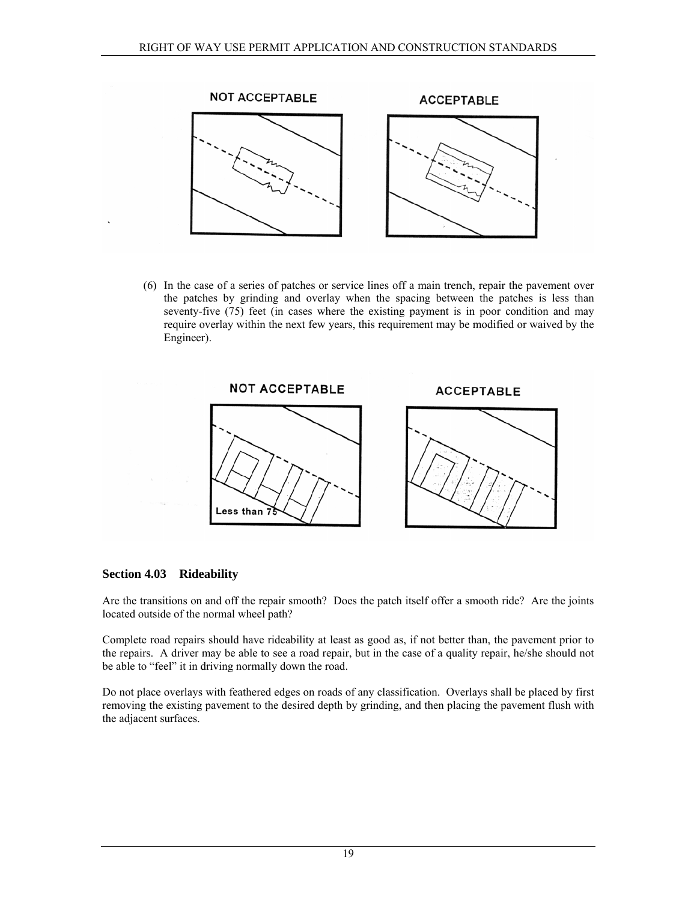(6) In the case of a series of patches or service lines off a main trench, repair the pavement over the patches by grinding and overlay when the spacing between the patches is less than seventy-five (75) feet (in cases where the existing payment is in poor condition and may require overlay within the next few years, this requirement may be modified or waived by the Engineer).

## Section 4.03 Rideability

Are the transitions on and off the repair smooth? Does the patch itself offer a smooth ride? Are the joints located outside of the normal wheel path?

Complete road repairs should have rideability at least as good as, if not better than, the pavement prior to the repairs. A driver may be able to see a road repair, but in the case of a quality repair, he/she should not be able to "feel" it in driving normally down the road.

Do not place overlays with feathered edges on roads of any classification. Overlays shall be placed by first removing the existing pavement to the desired depth by grinding, and then placing the pavement flush with the adjacent surfaces.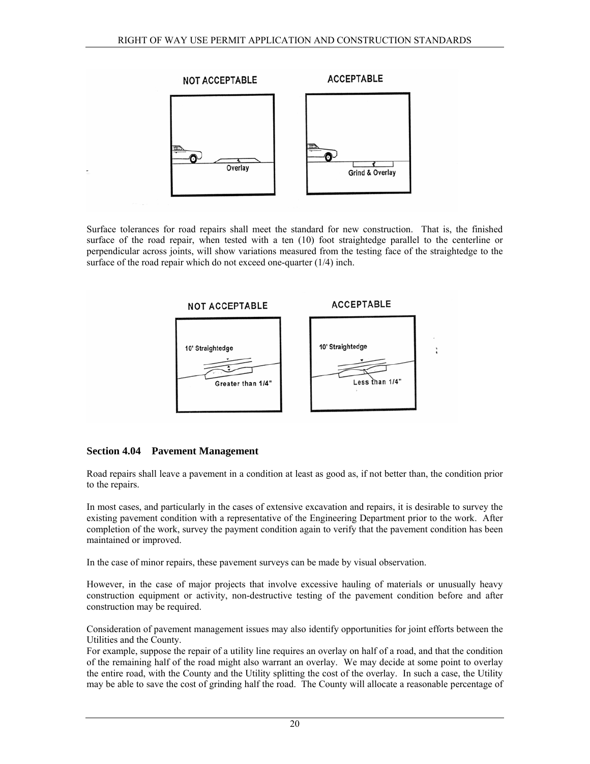Surface tolerances for road repairs shall meet the standard for new construction. That is, the finished surface of the road repair, when tested with a ten (10) foot straightedge parallel to the centerline or perpendicular across joints, will show variations measured from the testing face of the straightedge to the surface of the road repair which do not exceed one-quarter (1/4) inch.

### Section 4.04 Pavement Management

Road repairs shall leave a pavement in a condition at least as good as, if not better than, the condition prior to the repairs.

In most cases, and particularly in the cases of extensive excavation and repairs, it is desirable to survey the existing pavement condition with a representative of the Engineering Department prior to the work. After completion of the work, survey the payment condition again to verify that the pavement condition has been maintained or improved.

In the case of minor repairs, these pavement surveys can be made by visual observation.

However, in the case of major projects that involve excessive hauling of materials or unusually heavy construction equipment or activity, non-destructive testing of the pavement condition before and after construction may be required.

Consideration of pavement management issues may also identify opportunities for joint efforts between the Utilities and the County.
For example, suppose the repair of a utility line requires an overlay on half of a road, and that the condition of the remaining half of the road might also warrant an overlay. We may decide at some point to overlay the entire road, with the County and the Utility splitting the cost of the overlay. In such a case, the Utility may be able to save the cost of grinding half the road. The County will allocate a reasonable percentage of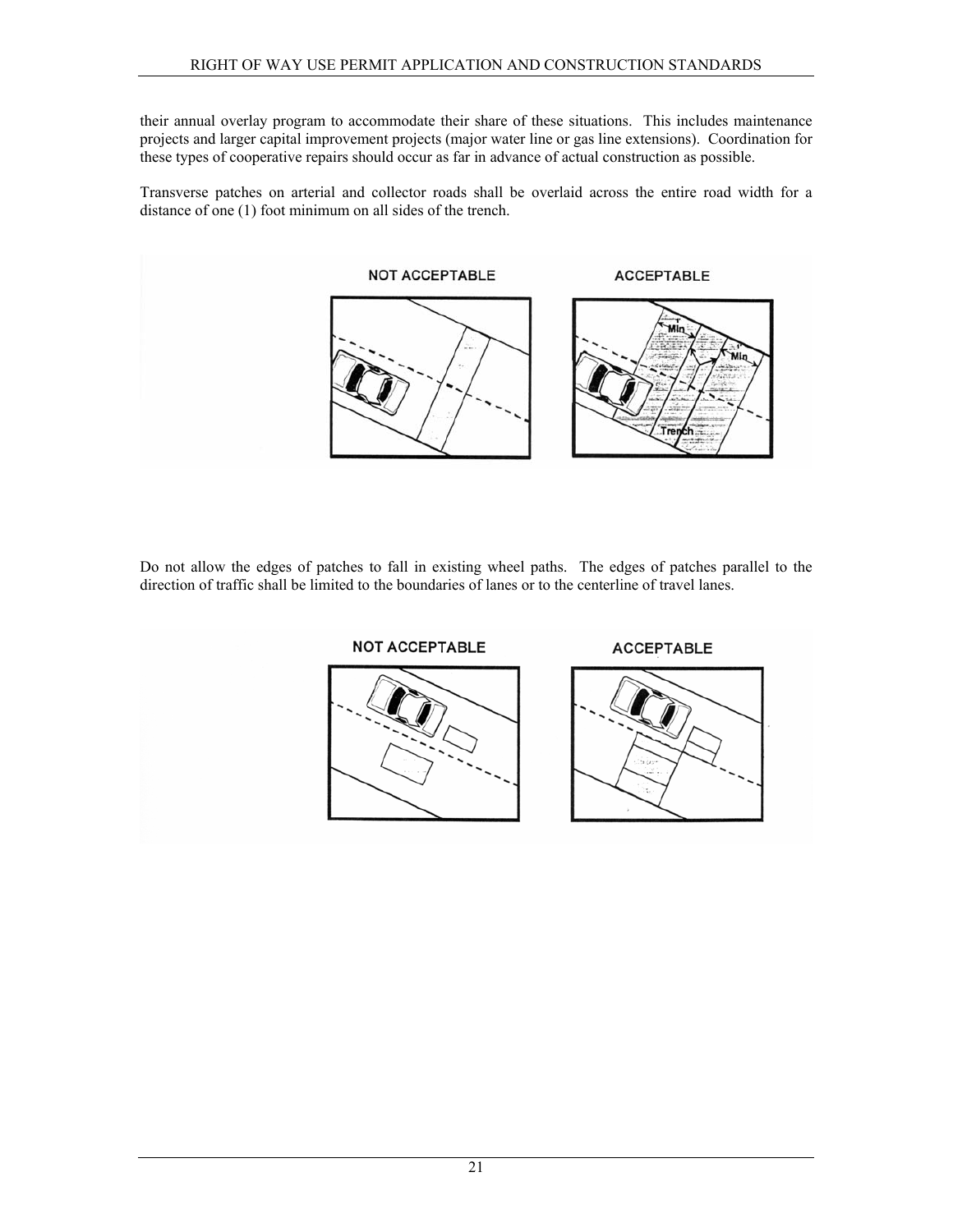their annual overlay program to accommodate their share of these situations. This includes maintenance projects and larger capital improvement projects (major water line or gas line extensions). Coordination for these types of cooperative repairs should occur as far in advance of actual construction as possible.

Transverse patches on arterial and collector roads shall be overlaid across the entire road width for a distance of one (1) foot minimum on all sides of the trench.

NOT ACCEPTABLE

ACCEPTABLE

1' Min

1' Min

Trench

Do not allow the edges of patches to fall in existing wheel paths. The edges of patches parallel to the direction of traffic shall be limited to the boundaries of lanes or to the centerline of travel lanes.

NOT ACCEPTABLE

ACCEPTABLE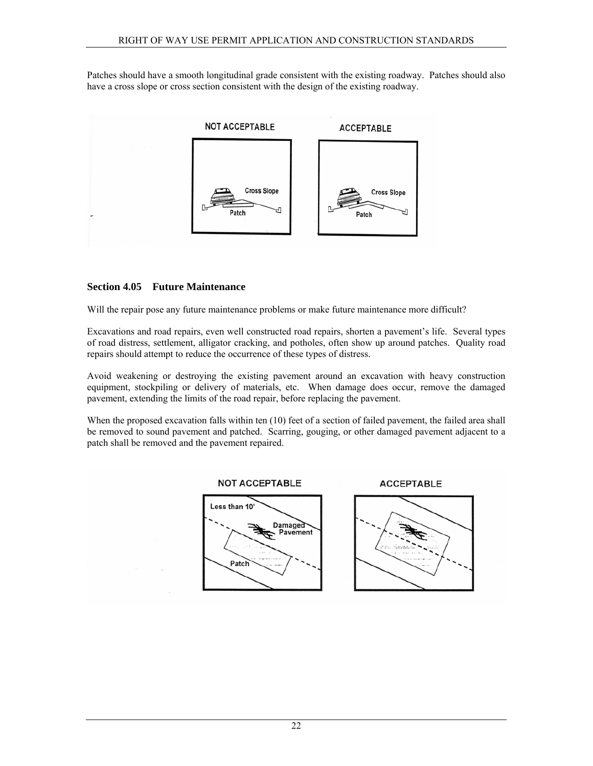Patches should have a smooth longitudinal grade consistent with the existing roadway. Patches should also have a cross slope or cross section consistent with the design of the existing roadway.

## Section 4.05 Future Maintenance

Will the repair pose any future maintenance problems or make future maintenance more difficult?

Excavations and road repairs, even well constructed road repairs, shorten a pavement's life. Several types of road distress, settlement, alligator cracking, and potholes, often show up around patches. Quality road repairs should attempt to reduce the occurrence of these types of distress.

Avoid weakening or destroying the existing pavement around an excavation with heavy construction equipment, stockpiling or delivery of materials, etc. When damage does occur, remove the damaged pavement, extending the limits of the road repair, before replacing the pavement.

When the proposed excavation falls within ten (10) feet of a section of failed pavement, the failed area shall be removed to sound pavement and patched. Scarring, gouging, or other damaged pavement adjacent to a patch shall be removed and the pavement repaired.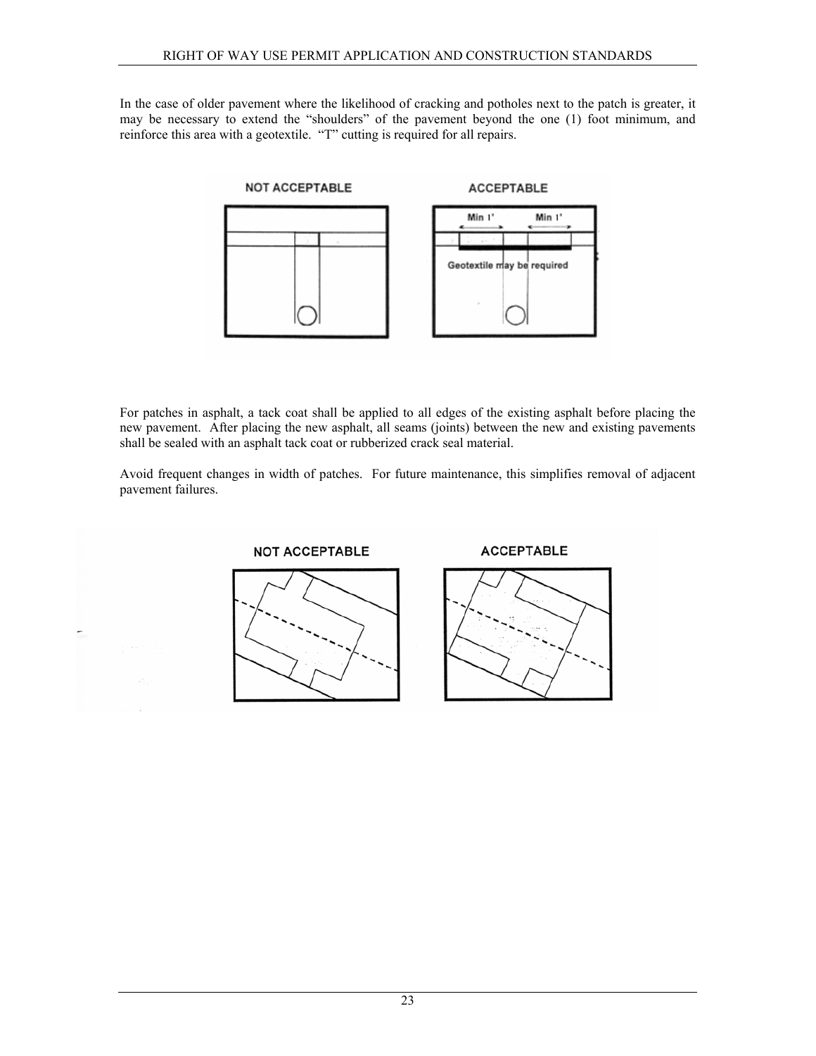In the case of older pavement where the likelihood of cracking and potholes next to the patch is greater, it may be necessary to extend the "shoulders" of the pavement beyond the one (1) foot minimum, and reinforce this area with a geotextile. "T" cutting is required for all repairs.

For patches in asphalt, a tack coat shall be applied to all edges of the existing asphalt before placing the new pavement. After placing the new asphalt, all seams (joints) between the new and existing pavements shall be sealed with an asphalt tack coat or rubberized crack seal material.

Avoid frequent changes in width of patches. For future maintenance, this simplifies removal of adjacent pavement failures.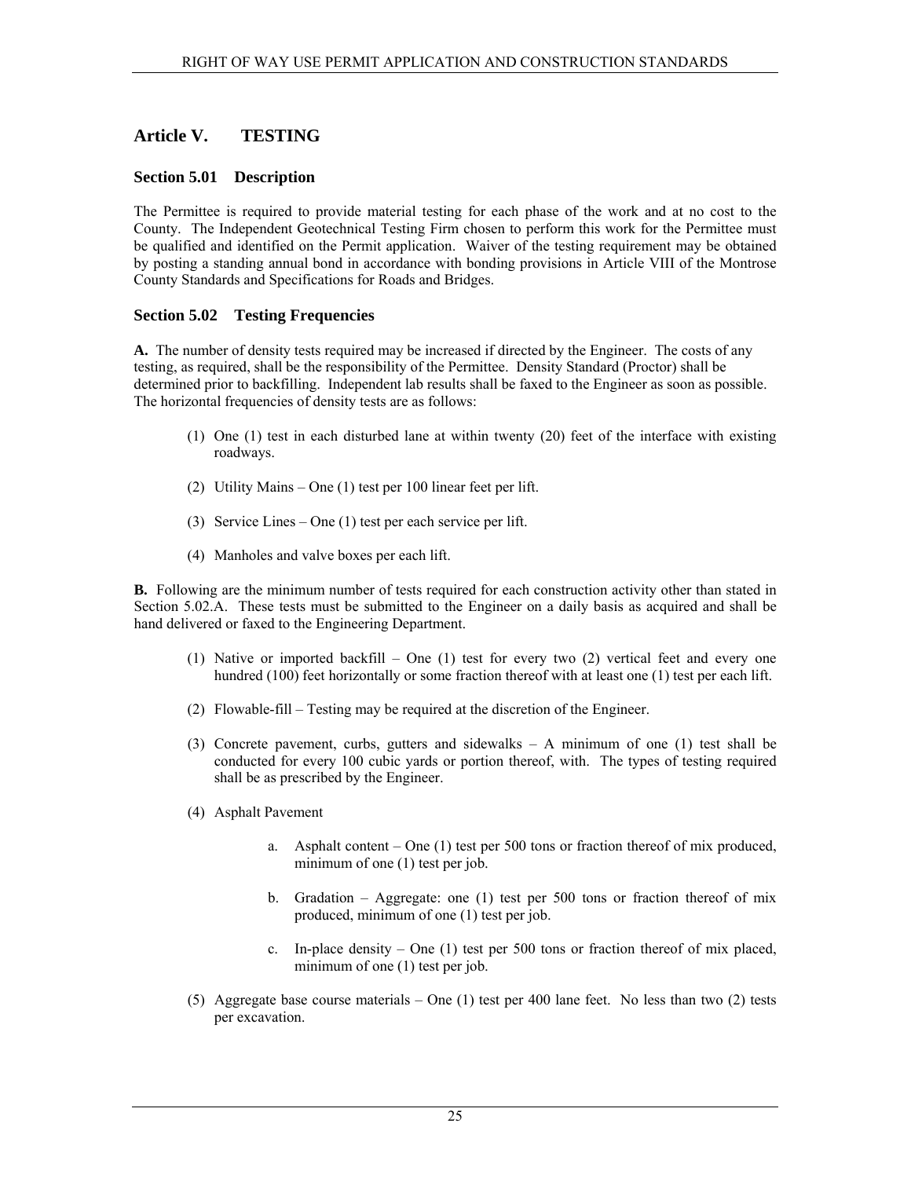## Article V. TESTING

### Section 5.01 Description

The Permittee is required to provide material testing for each phase of the work and at no cost to the County. The Independent Geotechnical Testing Firm chosen to perform this work for the Permittee must be qualified and identified on the Permit application. Waiver of the testing requirement may be obtained by posting a standing annual bond in accordance with bonding provisions in Article VIII of the Montrose County Standards and Specifications for Roads and Bridges.

### Section 5.02 Testing Frequencies

**A.** The number of density tests required may be increased if directed by the Engineer. The costs of any testing, as required, shall be the responsibility of the Permittee. Density Standard (Proctor) shall be determined prior to backfilling. Independent lab results shall be faxed to the Engineer as soon as possible. The horizontal frequencies of density tests are as follows:

(1) One (1) test in each disturbed lane at within twenty (20) feet of the interface with existing roadways.

(2) Utility Mains – One (1) test per 100 linear feet per lift.

(3) Service Lines – One (1) test per each service per lift.

(4) Manholes and valve boxes per each lift.

**B.** Following are the minimum number of tests required for each construction activity other than stated in Section 5.02.A. These tests must be submitted to the Engineer on a daily basis as acquired and shall be hand delivered or faxed to the Engineering Department.

(1) Native or imported backfill – One (1) test for every two (2) vertical feet and every one hundred (100) feet horizontally or some fraction thereof with at least one (1) test per each lift.

(2) Flowable-fill – Testing may be required at the discretion of the Engineer.

(3) Concrete pavement, curbs, gutters and sidewalks – A minimum of one (1) test shall be conducted for every 100 cubic yards or portion thereof, with. The types of testing required shall be as prescribed by the Engineer.

(4) Asphalt Pavement

a. Asphalt content – One (1) test per 500 tons or fraction thereof of mix produced, minimum of one (1) test per job.

b. Gradation – Aggregate: one (1) test per 500 tons or fraction thereof of mix produced, minimum of one (1) test per job.

c. In-place density – One (1) test per 500 tons or fraction thereof of mix placed, minimum of one (1) test per job.

(5) Aggregate base course materials – One (1) test per 400 lane feet. No less than two (2) tests per excavation.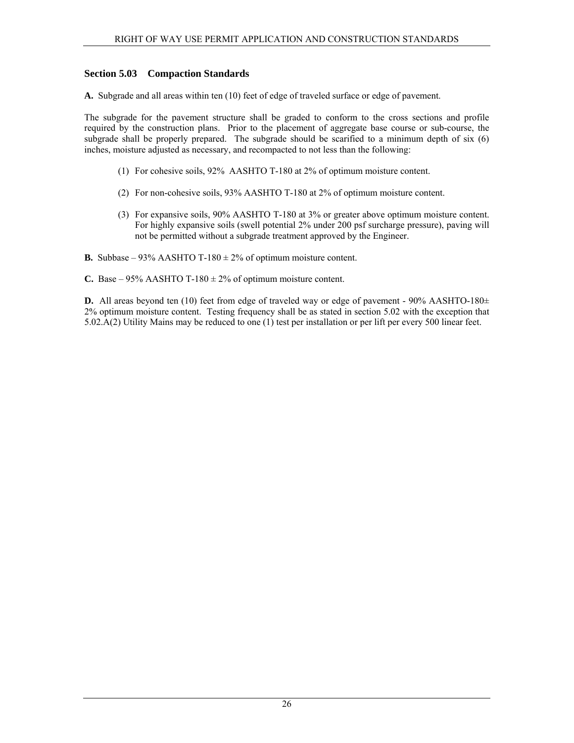## Section 5.03 Compaction Standards

**A.** Subgrade and all areas within ten (10) feet of edge of traveled surface or edge of pavement.

The subgrade for the pavement structure shall be graded to conform to the cross sections and profile required by the construction plans. Prior to the placement of aggregate base course or sub-course, the subgrade shall be properly prepared. The subgrade should be scarified to a minimum depth of six (6) inches, moisture adjusted as necessary, and recompacted to not less than the following:

(1) For cohesive soils, 92% AASHTO T-180 at 2% of optimum moisture content.

(2) For non-cohesive soils, 93% AASHTO T-180 at 2% of optimum moisture content.

(3) For expansive soils, 90% AASHTO T-180 at 3% or greater above optimum moisture content. For highly expansive soils (swell potential 2% under 200 psf surcharge pressure), paving will not be permitted without a subgrade treatment approved by the Engineer.

**B.** Subbase – 93% AASHTO T-180 ± 2% of optimum moisture content.

**C.** Base – 95% AASHTO T-180 ± 2% of optimum moisture content.

**D.** All areas beyond ten (10) feet from edge of traveled way or edge of pavement - 90% AASHTO-180± 2% optimum moisture content. Testing frequency shall be as stated in section 5.02 with the exception that 5.02.A(2) Utility Mains may be reduced to one (1) test per installation or per lift per every 500 linear feet.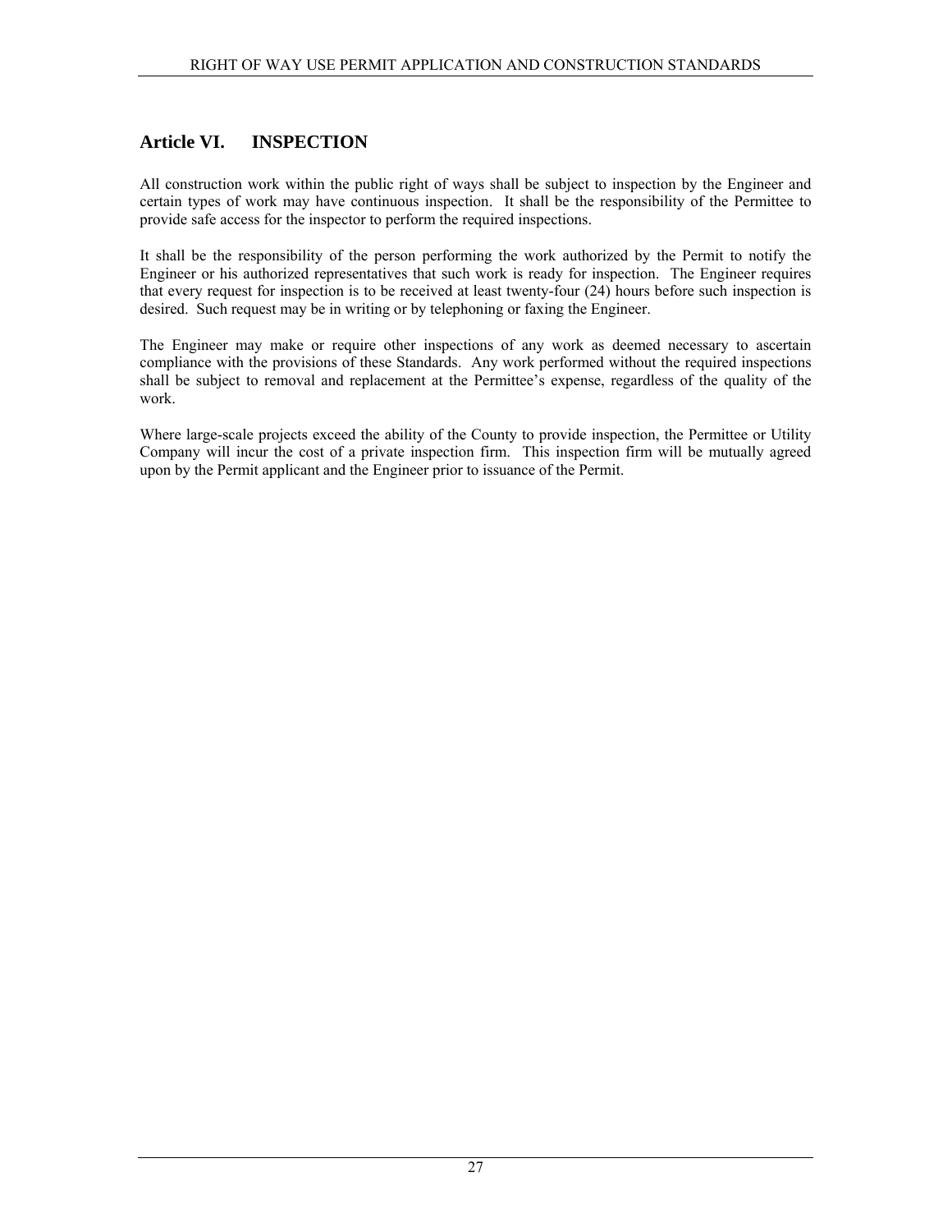## Article VI. INSPECTION

All construction work within the public right of ways shall be subject to inspection by the Engineer and certain types of work may have continuous inspection. It shall be the responsibility of the Permittee to provide safe access for the inspector to perform the required inspections.

It shall be the responsibility of the person performing the work authorized by the Permit to notify the Engineer or his authorized representatives that such work is ready for inspection. The Engineer requires that every request for inspection is to be received at least twenty-four (24) hours before such inspection is desired. Such request may be in writing or by telephoning or faxing the Engineer.

The Engineer may make or require other inspections of any work as deemed necessary to ascertain compliance with the provisions of these Standards. Any work performed without the required inspections shall be subject to removal and replacement at the Permittee's expense, regardless of the quality of the work.

Where large-scale projects exceed the ability of the County to provide inspection, the Permittee or Utility Company will incur the cost of a private inspection firm. This inspection firm will be mutually agreed upon by the Permit applicant and the Engineer prior to issuance of the Permit.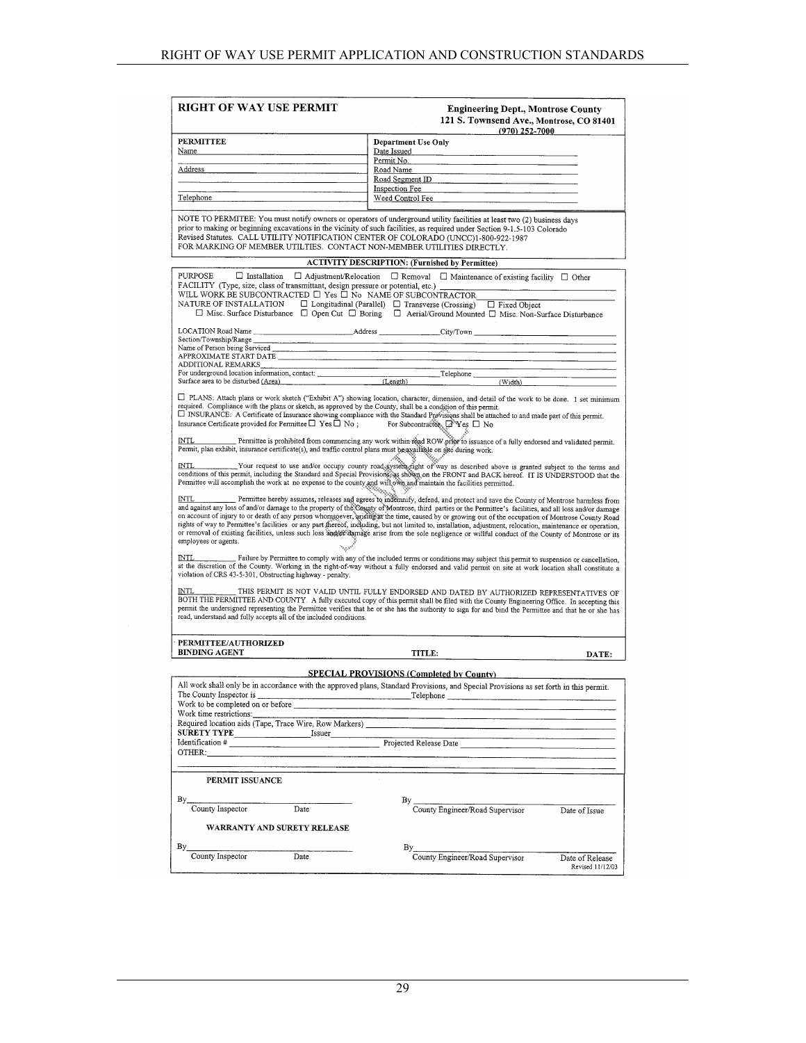## RIGHT OF WAY USE PERMIT

**Engineering Dept., Montrose County**
**121 S. Townsend Ave., Montrose, CO 81401**
**(970) 252-7000**

| **PERMITTEE** | **Department Use Only** |
|---|---|
| Name | Date Issued |
| | Permit No. |
| Address | Road Name |
| | Road Segment ID |
| | Inspection Fee |
| Telephone | Weed Control Fee |

NOTE TO PERMITEE: You must notify owners or operators of underground utility facilities at least two (2) business days prior to making or beginning excavations in the vicinity of such facilities, as required under Section 9-1.5-103 Colorado Revised Statutes. CALL UTILITY NOTIFICATION CENTER OF COLORADO (UNCC)1-800-922-1987 FOR MARKING OF MEMBER UTILTIES. CONTACT NON-MEMBER UTILITIES DIRECTLY.

**ACTIVITY DESCRIPTION: (Furnished by Permittee)**

PURPOSE ☐ Installation ☐ Adjustment/Relocation ☐ Removal ☐ Maintenance of existing facility ☐ Other

FACILITY (Type, size, class of transmittant, design pressure or potential, etc.) \_\_\_\_\_\_\_\_

WILL WORK BE SUBCONTRACTED ☐ Yes ☐ No NAME OF SUBCONTRACTOR \_\_\_\_\_\_\_\_

NATURE OF INSTALLATION ☐ Longitudinal (Parallel) ☐ Transverse (Crossing) ☐ Fixed Object
☐ Misc. Surface Disturbance ☐ Open Cut ☐ Boring ☐ Aerial/Ground Mounted ☐ Misc. Non-Surface Disturbance

LOCATION Road Name \_\_\_\_\_\_\_\_ Address \_\_\_\_\_\_\_\_ City/Town \_\_\_\_\_\_\_\_
Section/Township/Range \_\_\_\_\_\_\_\_
Name of Person being Serviced \_\_\_\_\_\_\_\_
APPROXIMATE START DATE \_\_\_\_\_\_\_\_
ADDITIONAL REMARKS \_\_\_\_\_\_\_\_
For underground location information, contact: \_\_\_\_\_\_\_\_ Telephone \_\_\_\_\_\_\_\_
Surface area to be disturbed (Area) \_\_\_\_\_\_\_\_ (Length) \_\_\_\_\_\_\_\_ (Width) \_\_\_\_\_\_\_\_

☐ PLANS: Attach plans or work sketch ("Exhibit A") showing location, character, dimension, and detail of the work to be done. 1 set minimum required. Compliance with the plans or sketch, as approved by the County, shall be a condition of this permit.
☐ INSURANCE: A Certificate of Insurance showing compliance with the Standard Provisions shall be attached to and made part of this permit.
Insurance Certificate provided for Permittee ☐ Yes ☐ No ; For Subcontractor ☐ Yes ☐ No

INTL \_\_\_\_\_\_ Permittee is prohibited from commencing any work within road ROW prior to issuance of a fully endorsed and validated permit. Permit, plan exhibit, insurance certificate(s), and traffic control plans must be available on site during work.

INTL \_\_\_\_\_\_ Your request to use and/or occupy county road system right of way as described above is granted subject to the terms and conditions of this permit, including the Standard and Special Provisions, as shown on the FRONT and BACK hereof. IT IS UNDERSTOOD that the Permittee will accomplish the work at no expense to the county and will own and maintain the facilities permitted.

INTL \_\_\_\_\_\_ Permittee hereby assumes, releases and agrees to indemnify, defend, and protect and save the County of Montrose harmless from and against any loss of and/or damage to the property of the County of Montrose, third parties or the Permittee's facilities, and all loss and/or damage on account of injury to or death of any person whomsoever, arising at the time, caused by or growing out of the occupation of Montrose County Road rights of way to Permittee's facilities or any part thereof, including, but not limited to, installation, adjustment, relocation, maintenance or operation, or removal of existing facilities, unless such loss and/or damage arise from the sole negligence or willful conduct of the County of Montrose or its employees or agents.

INTL \_\_\_\_\_\_ Failure by Permittee to comply with any of the included terms or conditions may subject this permit to suspension or cancellation, at the discretion of the County. Working in the right-of-way without a fully endorsed and valid permit on site at work location shall constitute a violation of CRS 43-5-301, Obstructing highway - penalty.

INTL \_\_\_\_\_\_ THIS PERMIT IS NOT VALID UNTIL FULLY ENDORSED AND DATED BY AUTHORIZED REPRESENTATIVES OF BOTH THE PERMITTEE AND COUNTY. A fully executed copy of this permit shall be filed with the County Engineering Office. In accepting this permit the undersigned representing the Permittee verifies that he or she has the authority to sign for and bind the Permittee and that he or she has read, understand and fully accepts all of the included conditions.

**PERMITTEE/AUTHORIZED BINDING AGENT** \_\_\_\_\_\_\_\_ **TITLE:** \_\_\_\_\_\_\_\_ **DATE:** \_\_\_\_\_\_\_\_

**SPECIAL PROVISIONS (Completed by County)**

All work shall only be in accordance with the approved plans, Standard Provisions, and Special Provisions as set forth in this permit.
The County Inspector is \_\_\_\_\_\_\_\_ Telephone \_\_\_\_\_\_\_\_
Work to be completed on or before \_\_\_\_\_\_\_\_
Work time restrictions: \_\_\_\_\_\_\_\_
Required location aids (Tape, Trace Wire, Row Markers) \_\_\_\_\_\_\_\_
**SURETY TYPE** \_\_\_\_\_\_\_\_ Issuer \_\_\_\_\_\_\_\_
Identification # \_\_\_\_\_\_\_\_ Projected Release Date \_\_\_\_\_\_\_\_
OTHER: \_\_\_\_\_\_\_\_

**PERMIT ISSUANCE**

By \_\_\_\_\_\_\_\_ County Inspector \_\_\_\_ Date

By \_\_\_\_\_\_\_\_ County Engineer/Road Supervisor \_\_\_\_ Date of Issue

**WARRANTY AND SURETY RELEASE**

By \_\_\_\_\_\_\_\_ County Inspector \_\_\_\_ Date

By \_\_\_\_\_\_\_\_ County Engineer/Road Supervisor \_\_\_\_ Date of Release

Revised 11/12/03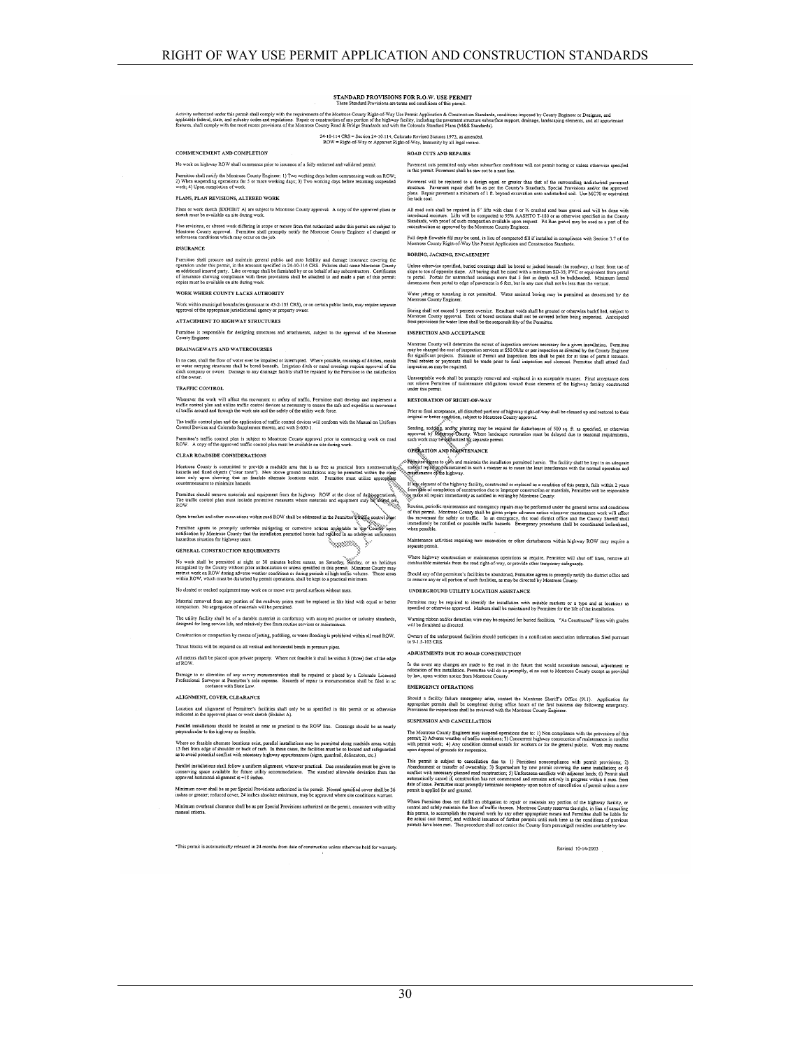# STANDARD PROVISIONS FOR R.O.W. USE PERMIT

These Standard Provisions are terms and conditions of this permit.

Activity authorized under this permit shall comply with the requirements of the Montrose County Right-of-Way Use Permit Application & Construction Standards, conditions imposed by County Engineer or Designee, and applicable federal, state, and industry codes and regulations. Repair or construction of any portion of the highway facility, including the pavement structure subsurface support, drainage, landscaping elements, and all appurtenant features, shall comply with the most recent provisions of the Montrose County Road & Bridge Standards and with the Colorado Standard Plans (M&S Standards).

24-10-114 CRS = Section 24-10-114, Colorado Revised Statutes 1973, as amended.
ROW = Right-of-Way or Apparent Right-of-Way, Immunity by all legal means.

## COMMENCEMENT AND COMPLETION

No work on highway ROW shall commence prior to issuance of a fully endorsed and validated permit.

Permittee shall notify the Montrose County Engineer: 1) Two working days before commencing work on ROW; 2) When suspending operations for 5 or more working days; 3) Two working days before resuming suspended work; 4) Upon completion of work.

## PLANS, PLAN REVISIONS, ALTERED WORK

Plans or work sketch (EXHIBIT A) are subject to Montrose County approval. A copy of the approved plans or sketch must be available on site during work.

Plan revisions, or altered work differing in scope or nature from that authorized under this permit are subject to Montrose County approval. Permittee shall promptly notify the Montrose County Engineer of changed or unforeseen conditions which may occur on the job.

## INSURANCE

Permittee shall procure and maintain general public and auto liability and damage insurance covering the operation under this permit, in the amounts specified in 24-10-114 CRS. Policies shall name Montrose County as additional insured party. Like coverage shall be furnished by or on behalf of any subcontractors. Certificates of insurance showing compliance with these provisions shall be attached to and made a part of this permit; copies must be available on site during work.

## WORK WHERE COUNTY LACKS AUTHORITY

Work within municipal boundaries (pursuant to 43-2-135 CRS), or on certain public lands, may require separate approval of the appropriate jurisdictional agency or property owner.

## ATTACHMENT TO HIGHWAY STRUCTURES

Permittee is responsible for designing structures and attachments, subject to the approval of the Montrose County Engineer.

## DRAINAGEWAYS AND WATERCOURSES

In no case, shall the flow of water over be impaired or interrupted. Where possible, crossings of ditches, canals or water carrying structures shall be bored beneath. Irrigation ditch or canal crossings require approval of the ditch company or owner. Damage to any drainage facility shall be repaired by the Permittee to the satisfaction of the owner.

## TRAFFIC CONTROL

Whenever the work will affect the movement or safety of traffic, Permittee shall develop and implement a traffic control plan and utilize traffic control devices as necessary to ensure the safe and expeditious movement of traffic around and through the work site and the safety of the utility work force.

The traffic control plan and the application of traffic control devices will conform with the Manual on Uniform Control Devices and Colorado Supplement thereto, and with S-630-1.

Permittee's traffic control plan is subject to Montrose County approval prior to commencing work on road ROW. A copy of the approved traffic control plan must be available on site during work.

## CLEAR ROADSIDE CONSIDERATIONS

Montrose County is committed to provide a roadside area that is as free as practical from nontraversable hazards and fixed objects ("clear zone"). New above ground installations may be permitted within the clear zone only upon showing that no feasible alternate locations exist. Permittee must utilize appropriate countermeasures to minimize hazards.

Permittee should remove materials and equipment from the highway ROW at the close of daily operations. The traffic control plan must include protective measures where materials and equipment may be stored on ROW.

Open trenches and other excavations within road ROW shall be addressed in the Permittee's traffic control plan.

Permittee agrees to promptly undertake mitigating or corrective actions acceptable to the County upon notification by Montrose County that the installation permitted herein had resulted in an otherwise unforeseen hazardous situation for highway users.

## GENERAL CONSTRUCTION REQUIREMENTS

No work shall be permitted at night or 30 minutes before sunset, on Saturday, Sunday, or on holidays recognized by the County without prior authorization or unless specified in this permit. Montrose County may restrict work on ROW during adverse weather conditions or during periods of high traffic volume. Those areas within ROW, which must be disturbed by permit operations, shall be kept to a practical minimum.

No cleated or tracked equipment may work on or move over paved surfaces without mats.

Material removed from any portion of the roadway prism must be replaced in like kind with equal or better compaction. No segregation of materials will be permitted.

The utility facility shall be of a durable material in conformity with accepted practice or industry standards, designed for long service life, and relatively free from routine services or maintenance.

Construction or compaction by means of jetting, puddling, or water flooding is prohibited within all road ROW.

Thrust blocks will be required on all vertical and horizontal bends in pressure pipes.

All meters shall be placed upon private property. Where not feasible it shall be within 3 (three) feet of the edge of ROW.

Damage to or alteration of any survey monumentation shall be repaired or placed by a Colorado Licensed Professional Surveyor at Permittee's sole expense. Records of repair to monumentation shall be filed in accordance with State Law.

## ALIGNMENT, COVER, CLEARANCE

Location and alignment of Permittee's facilities shall only be as specified in this permit or as otherwise indicated in the approved plans or work sketch (Exhibit A).

Parallel installations should be located as near as practical to the ROW line. Crossings should be as nearly perpendicular to the highway as feasible.

Where no feasible alternate locations exist, parallel installations may be permitted along roadside areas within 15 feet from edge of shoulder or back of curb. In these cases, the facilities must be so located and safeguarded as to avoid potential conflict with necessary highway appurtenances (signs, guardrail, delineators, etc.)

Parallel installations shall follow a uniform alignment, wherever practical. Due consideration must be given to conserving space available for future utility accommodations. The standard allowable deviation from the approved horizontal alignment is +18 inches.

Minimum cover shall be as per Special Provisions authorized in the permit. Normal specified cover shall be 36 inches or greater; reduced cover, 24 inches absolute minimum, may be approved where site conditions warrant.

Minimum overhead clearance shall be as per Special Provisions authorized on the permit, consistent with utility manual criteria.

## ROAD CUTS AND REPAIRS

Pavement cuts permitted only when subsurface conditions will not permit boring or unless otherwise specified in this permit. Pavement shall be saw cut to a neat line.

Pavement will be replaced to a design equal or greater than that of the surrounding undisturbed pavement structure. Pavement repair shall be as per the County's Standards, Special Provisions and/or the approved plans. Repair pavement a minimum of 1 ft. beyond excavation onto undisturbed soil. Use MC70 or equivalent for tack coat.

All road cuts shall be repaired in 6" lifts with class 6 or ¾ crushed road base gravel and will be done with introduced moisture. Lifts will be compacted to 95% AASHTO T-180 or as otherwise specified in the County Standards, with proof of such compaction available upon request. Pit Run gravel may be used as a part of the reconstruction as approved by the Montrose County Engineer.

Full depth flowable fill may be used, in lieu of compacted fill if installed in compliance with Section 3.7 of the Montrose County Right-of-Way Use Permit Application and Construction Standards.

## BORING, JACKING, ENCASEMENT

Unless otherwise specified, buried crossings shall be bored or jacked beneath the roadway, at least from toe of slope to toe of opposite slope. All boring shall be cased with a minimum SD-35; PVC or equivalent from portal to portal. Portals for untrenched crossings more that 5 feet in depth will be bulkheaded. Minimum lateral dimensions from portal to edge of pavement is 6 feet, but in any case shall not be less than the vertical.

Water jetting or tunneling is not permitted. Water assisted boring may be permitted as determined by the Montrose County Engineer.

Boring shall not exceed 5 percent oversize. Resultant voids shall be grouted or otherwise backfilled, subject to Montrose County approval. Ends of bored sections shall not be covered before being inspected. Anticipated frost provisions for water lines shall be the responsibility of the Permittee.

## INSPECTION AND ACCEPTANCE

Montrose County will determine the extent of inspection services necessary for a given installation. Permittee may be charged the cost of inspection services at $50.00/hr or per inspection as directed by the County Engineer for significant projects. Estimate of Permit and Inspection fees shall be paid for at time of permit issuance. Final rebates or payments shall be made prior to final inspection and closeout. Permittee shall attend final inspection as may be required.

Unacceptable work shall be promptly removed and -replaced in an acceptable manner. Final acceptance does not relieve Permittee of maintenance obligations toward those elements of the highway facility constructed under this permit.

## RESTORATION OF RIGHT-OF-WAY

Prior to final acceptance, all disturbed portions of highway right-of-way shall be cleaned up and restored to their original or better condition, subject to Montrose County approval.

Seeding, sodding, and/or planting may be required for disturbances of 500 sq. ft. as specified, or otherwise approved by Montrose County. Where landscape restoration must be delayed due to seasonal requirements, such work may be authorized by separate permit.

## OPERATION AND MAINTENANCE

Permittee agrees to own and maintain the installation permitted herein. The facility shall be kept in an adequate state of repair and maintained in such a manner as to cause the least interference with the normal operation and maintenance of the highway.

If any element of the highway facility, constructed or replaced as a condition of this permit, fails within 2 years from date of completion of construction due to improper construction or materials, Permittee will be responsible to make all repairs immediately as notified in writing by Montrose County.

Routine, periodic maintenance and emergency repairs may be performed under the general terms and conditions of this permit. Montrose County shall be given proper advance notice whenever maintenance work will affect the movement for safety or traffic. In an emergency, the road district office and the County Sheriff shall immediately be notified or possible traffic hazards. Emergency procedures shall be coordinated beforehand, when possible.

Maintenance activities requiring new excavation or other disturbances within highway ROW may require a separate permit.

Where highway construction or maintenance operations so require, Permittee will shut off lines, remove all combustible materials from the road right-of-way, or provide other temporary safeguards.

Should any of the permittee's facilities be abandoned, Permittee agrees to promptly notify the district office and to remove any or all portion of such facilities, as may be directed by Montrose County.

## UNDERGROUND UTILITY LOCATION ASSISTANCE

Permittee may be required to identify the installation with suitable markers or a type and at locations as specified or otherwise approved. Markers shall be maintained by Permittee for the life of the installation.

Warning ribbon and/or detection wire may be required for buried facilities, "As Constructed" lines with grades will be furnished as directed.

Owners of the underground facilities should participate in a notification association information filed pursuant to 9-1.5-103 CRS.

## ADJUSTMENTS DUE TO ROAD CONSTRUCTION

In the event any changes are made to the road in the future that would necessitate removal, adjustment or relocation of this installation, Permittee will do so promptly, at no cost to Montrose County except as provided by law, upon written notice from Montrose County.

## EMERGENCY OPERATIONS

Should a facility failure emergency arise, contact the Montrose Sheriff's Office (911). Application for appropriate permits shall be completed during office hours of the first business day following emergency. Provisions for inspections shall be reviewed with the Montrose County Engineer.

## SUSPENSION AND CANCELLATION

The Montrose County Engineer may suspend operations due to: 1) Non compliance with the provisions of this permit; 2) Adverse weather of traffic conditions; 3) Concurrent highway construction of maintenance in conflict with permit work; 4) Any condition deemed unsafe for workers or for the general public. Work may resume upon disposal of grounds for suspension.

This permit is subject to cancellation due to: 1) Persistent noncompliance with permit provisions; 2) Abandonment or transfer of ownership; 3) Supersedure by new permit covering the same installation; or 4) conflict with necessary planned road construction; 5) Unforeseen conflicts with adjacent lands; 6) Permit shall automatically cancel if, construction has not commenced and remains actively in progress within 6 mos. from date of issue. Permittee must promptly terminate occupancy upon notice of cancellation of permit unless a new permit is applied for and granted.

Where Permittee does not fulfill an obligation to repair or maintain any portion of the highway facility, or control and safely maintain the flow of traffic thereon. Montrose County reserves the right, in lieu of canceling this permit, to accomplish the required work by any other appropriate means and Permittee shall be liable for the actual cost thereof, and withhold issuance of further permits until such time as the conditions of previous permits have been met. This procedure shall not restrict the County from pursuing all remedies available by law.

*This permit is automatically released in 24 months from date of construction unless otherwise held for warranty.

Revised 10-14-2003